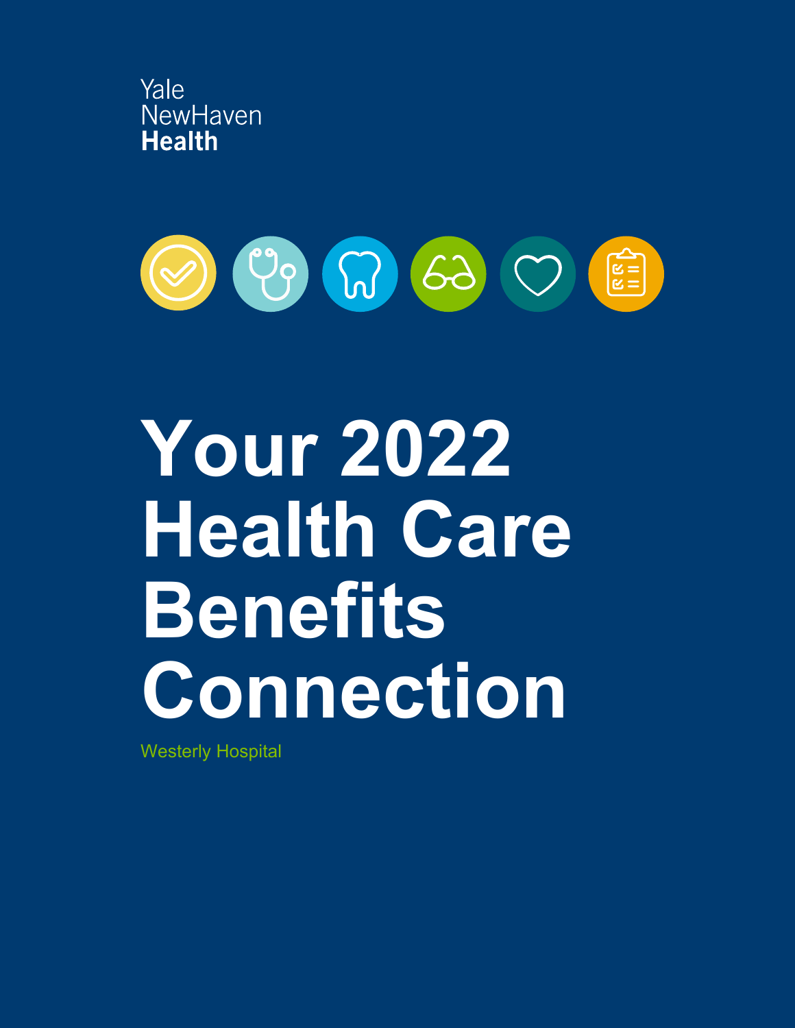Yale
NewHaven
**Health**

# Your 2022 Health Care Benefits Connection

Westerly Hospital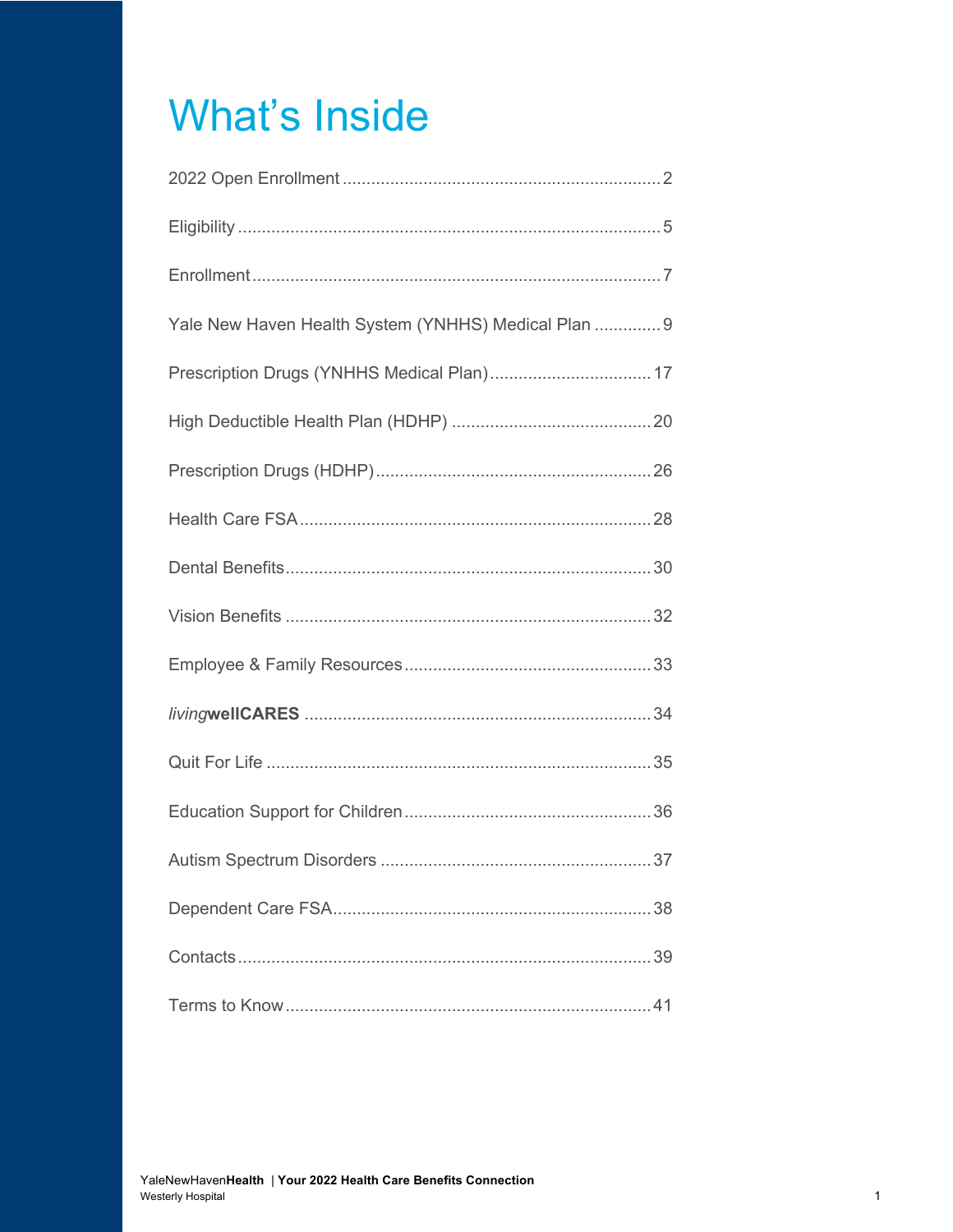# What's Inside

2022 Open Enrollment .................................................................. 2

Eligibility ........................................................................................ 5

Enrollment ...................................................................................... 7

Yale New Haven Health System (YNHHS) Medical Plan .............. 9

Prescription Drugs (YNHHS Medical Plan) .................................. 17

High Deductible Health Plan (HDHP) .......................................... 20

Prescription Drugs (HDHP) ......................................................... 26

Health Care FSA ......................................................................... 28

Dental Benefits ............................................................................ 30

Vision Benefits ............................................................................ 32

Employee & Family Resources .................................................... 33

*living***wellCARES** ........................................................................ 34

Quit For Life ................................................................................ 35

Education Support for Children .................................................... 36

Autism Spectrum Disorders ......................................................... 37

Dependent Care FSA .................................................................. 38

Contacts ...................................................................................... 39

Terms to Know ............................................................................ 41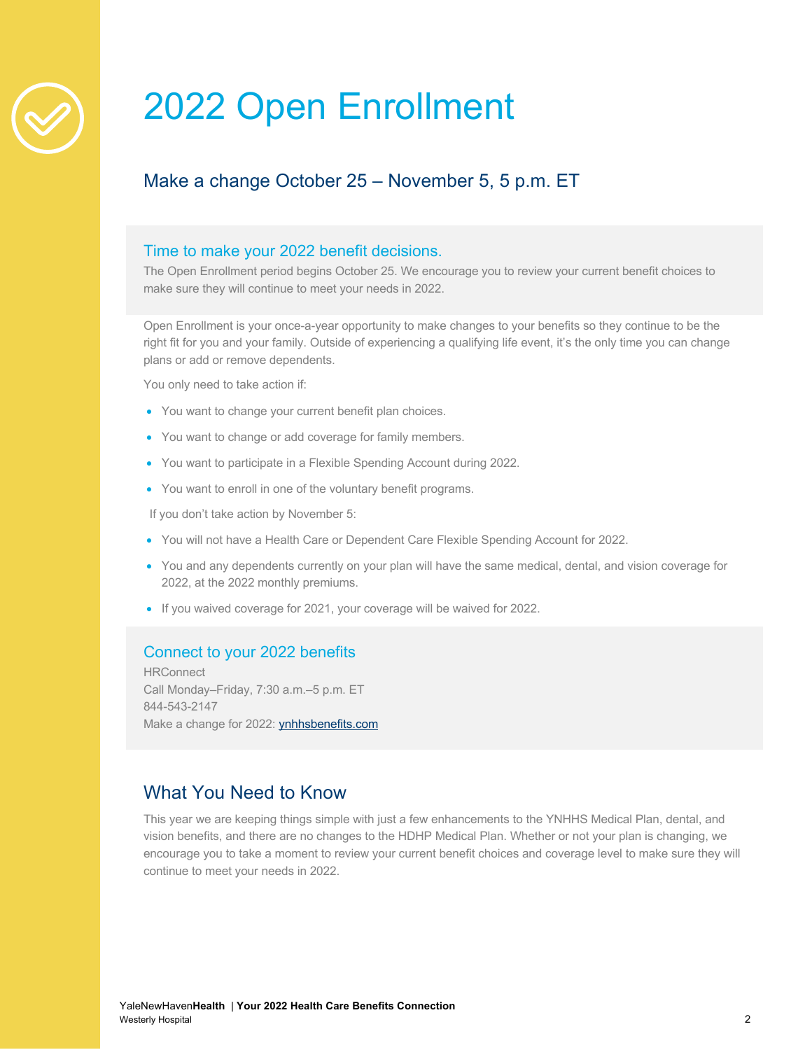# 2022 Open Enrollment

## Make a change October 25 – November 5, 5 p.m. ET

### Time to make your 2022 benefit decisions.

The Open Enrollment period begins October 25. We encourage you to review your current benefit choices to make sure they will continue to meet your needs in 2022.

Open Enrollment is your once-a-year opportunity to make changes to your benefits so they continue to be the right fit for you and your family. Outside of experiencing a qualifying life event, it's the only time you can change plans or add or remove dependents.

You only need to take action if:

- You want to change your current benefit plan choices.
- You want to change or add coverage for family members.
- You want to participate in a Flexible Spending Account during 2022.
- You want to enroll in one of the voluntary benefit programs.

If you don't take action by November 5:

- You will not have a Health Care or Dependent Care Flexible Spending Account for 2022.
- You and any dependents currently on your plan will have the same medical, dental, and vision coverage for 2022, at the 2022 monthly premiums.
- If you waived coverage for 2021, your coverage will be waived for 2022.

### Connect to your 2022 benefits

HRConnect
Call Monday–Friday, 7:30 a.m.–5 p.m. ET
844-543-2147
Make a change for 2022: ynhhsbenefits.com

## What You Need to Know

This year we are keeping things simple with just a few enhancements to the YNHHS Medical Plan, dental, and vision benefits, and there are no changes to the HDHP Medical Plan. Whether or not your plan is changing, we encourage you to take a moment to review your current benefit choices and coverage level to make sure they will continue to meet your needs in 2022.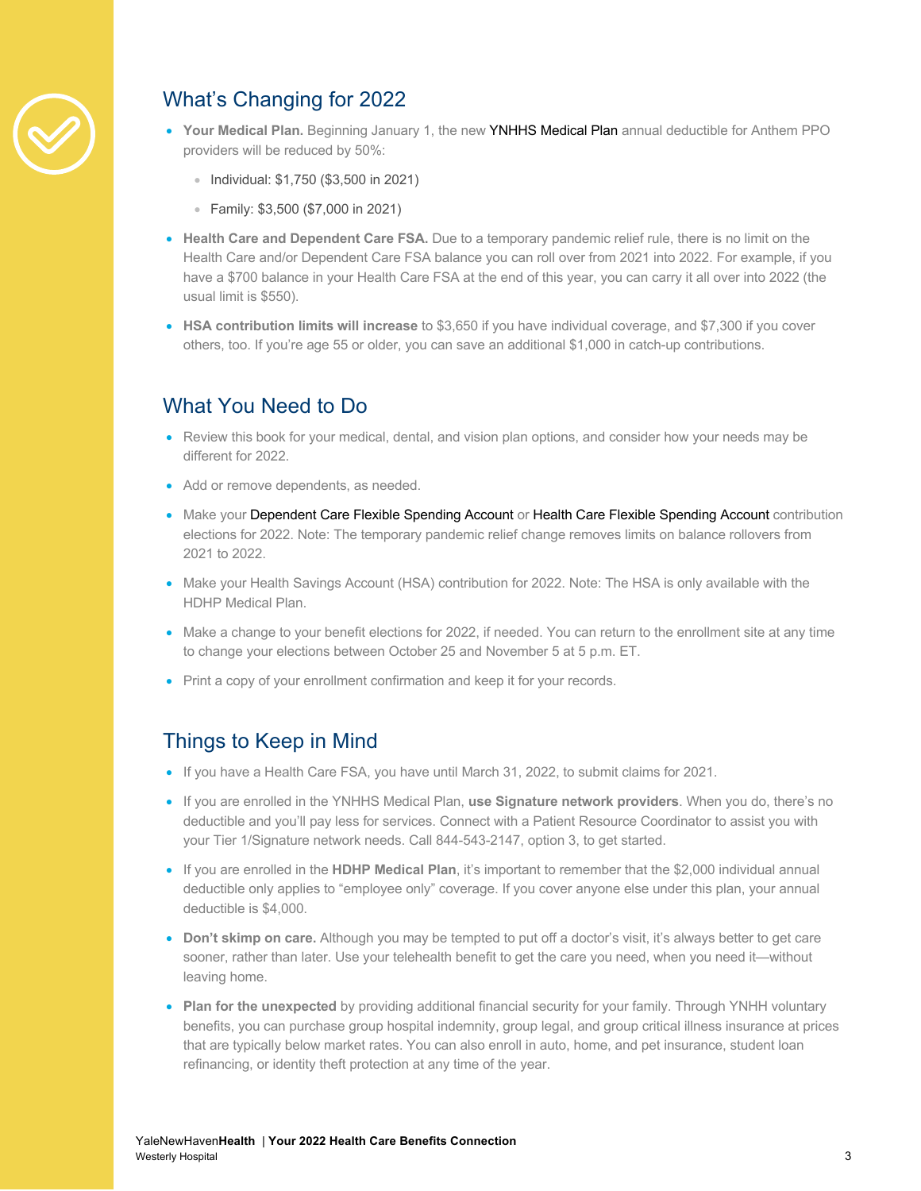## What's Changing for 2022

- **Your Medical Plan.** Beginning January 1, the new YNHHS Medical Plan annual deductible for Anthem PPO providers will be reduced by 50%:
  - Individual: $1,750 ($3,500 in 2021)
  - Family: $3,500 ($7,000 in 2021)
- **Health Care and Dependent Care FSA.** Due to a temporary pandemic relief rule, there is no limit on the Health Care and/or Dependent Care FSA balance you can roll over from 2021 into 2022. For example, if you have a $700 balance in your Health Care FSA at the end of this year, you can carry it all over into 2022 (the usual limit is $550).
- **HSA contribution limits will increase** to $3,650 if you have individual coverage, and $7,300 if you cover others, too. If you're age 55 or older, you can save an additional $1,000 in catch-up contributions.

## What You Need to Do

- Review this book for your medical, dental, and vision plan options, and consider how your needs may be different for 2022.
- Add or remove dependents, as needed.
- Make your Dependent Care Flexible Spending Account or Health Care Flexible Spending Account contribution elections for 2022. Note: The temporary pandemic relief change removes limits on balance rollovers from 2021 to 2022.
- Make your Health Savings Account (HSA) contribution for 2022. Note: The HSA is only available with the HDHP Medical Plan.
- Make a change to your benefit elections for 2022, if needed. You can return to the enrollment site at any time to change your elections between October 25 and November 5 at 5 p.m. ET.
- Print a copy of your enrollment confirmation and keep it for your records.

## Things to Keep in Mind

- If you have a Health Care FSA, you have until March 31, 2022, to submit claims for 2021.
- If you are enrolled in the YNHHS Medical Plan, **use Signature network providers**. When you do, there's no deductible and you'll pay less for services. Connect with a Patient Resource Coordinator to assist you with your Tier 1/Signature network needs. Call 844-543-2147, option 3, to get started.
- If you are enrolled in the **HDHP Medical Plan**, it's important to remember that the $2,000 individual annual deductible only applies to "employee only" coverage. If you cover anyone else under this plan, your annual deductible is $4,000.
- **Don't skimp on care.** Although you may be tempted to put off a doctor's visit, it's always better to get care sooner, rather than later. Use your telehealth benefit to get the care you need, when you need it—without leaving home.
- **Plan for the unexpected** by providing additional financial security for your family. Through YNHH voluntary benefits, you can purchase group hospital indemnity, group legal, and group critical illness insurance at prices that are typically below market rates. You can also enroll in auto, home, and pet insurance, student loan refinancing, or identity theft protection at any time of the year.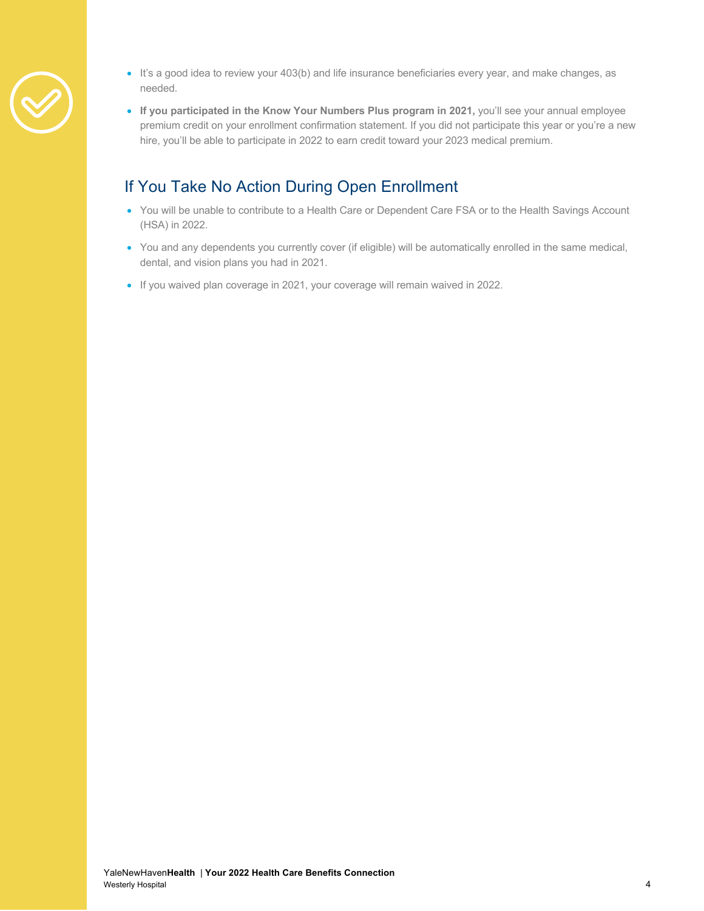- It's a good idea to review your 403(b) and life insurance beneficiaries every year, and make changes, as needed.
- **If you participated in the Know Your Numbers Plus program in 2021,** you'll see your annual employee premium credit on your enrollment confirmation statement. If you did not participate this year or you're a new hire, you'll be able to participate in 2022 to earn credit toward your 2023 medical premium.

## If You Take No Action During Open Enrollment

- You will be unable to contribute to a Health Care or Dependent Care FSA or to the Health Savings Account (HSA) in 2022.
- You and any dependents you currently cover (if eligible) will be automatically enrolled in the same medical, dental, and vision plans you had in 2021.
- If you waived plan coverage in 2021, your coverage will remain waived in 2022.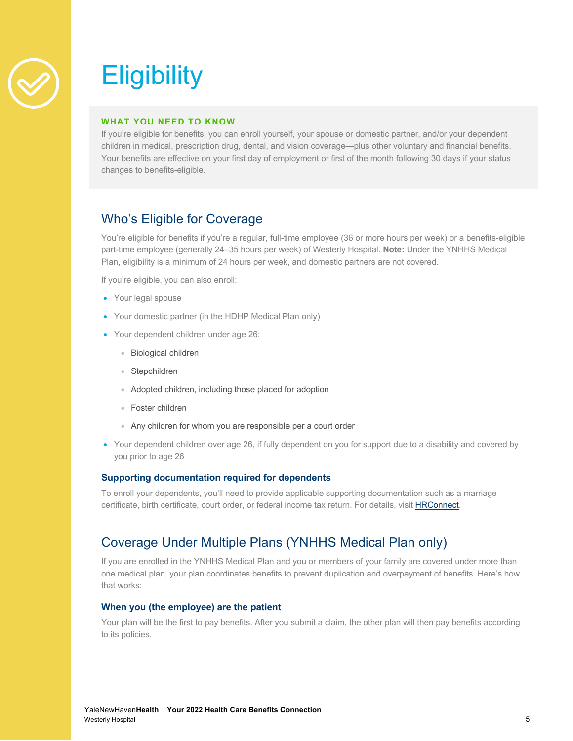# Eligibility

**WHAT YOU NEED TO KNOW**

If you're eligible for benefits, you can enroll yourself, your spouse or domestic partner, and/or your dependent children in medical, prescription drug, dental, and vision coverage—plus other voluntary and financial benefits. Your benefits are effective on your first day of employment or first of the month following 30 days if your status changes to benefits-eligible.

## Who's Eligible for Coverage

You're eligible for benefits if you're a regular, full-time employee (36 or more hours per week) or a benefits-eligible part-time employee (generally 24–35 hours per week) of Westerly Hospital. **Note:** Under the YNHHS Medical Plan, eligibility is a minimum of 24 hours per week, and domestic partners are not covered.

If you're eligible, you can also enroll:

- Your legal spouse
- Your domestic partner (in the HDHP Medical Plan only)
- Your dependent children under age 26:
  - Biological children
  - Stepchildren
  - Adopted children, including those placed for adoption
  - Foster children
  - Any children for whom you are responsible per a court order
- Your dependent children over age 26, if fully dependent on you for support due to a disability and covered by you prior to age 26

### Supporting documentation required for dependents

To enroll your dependents, you'll need to provide applicable supporting documentation such as a marriage certificate, birth certificate, court order, or federal income tax return. For details, visit HRConnect.

## Coverage Under Multiple Plans (YNHHS Medical Plan only)

If you are enrolled in the YNHHS Medical Plan and you or members of your family are covered under more than one medical plan, your plan coordinates benefits to prevent duplication and overpayment of benefits. Here's how that works:

### When you (the employee) are the patient

Your plan will be the first to pay benefits. After you submit a claim, the other plan will then pay benefits according to its policies.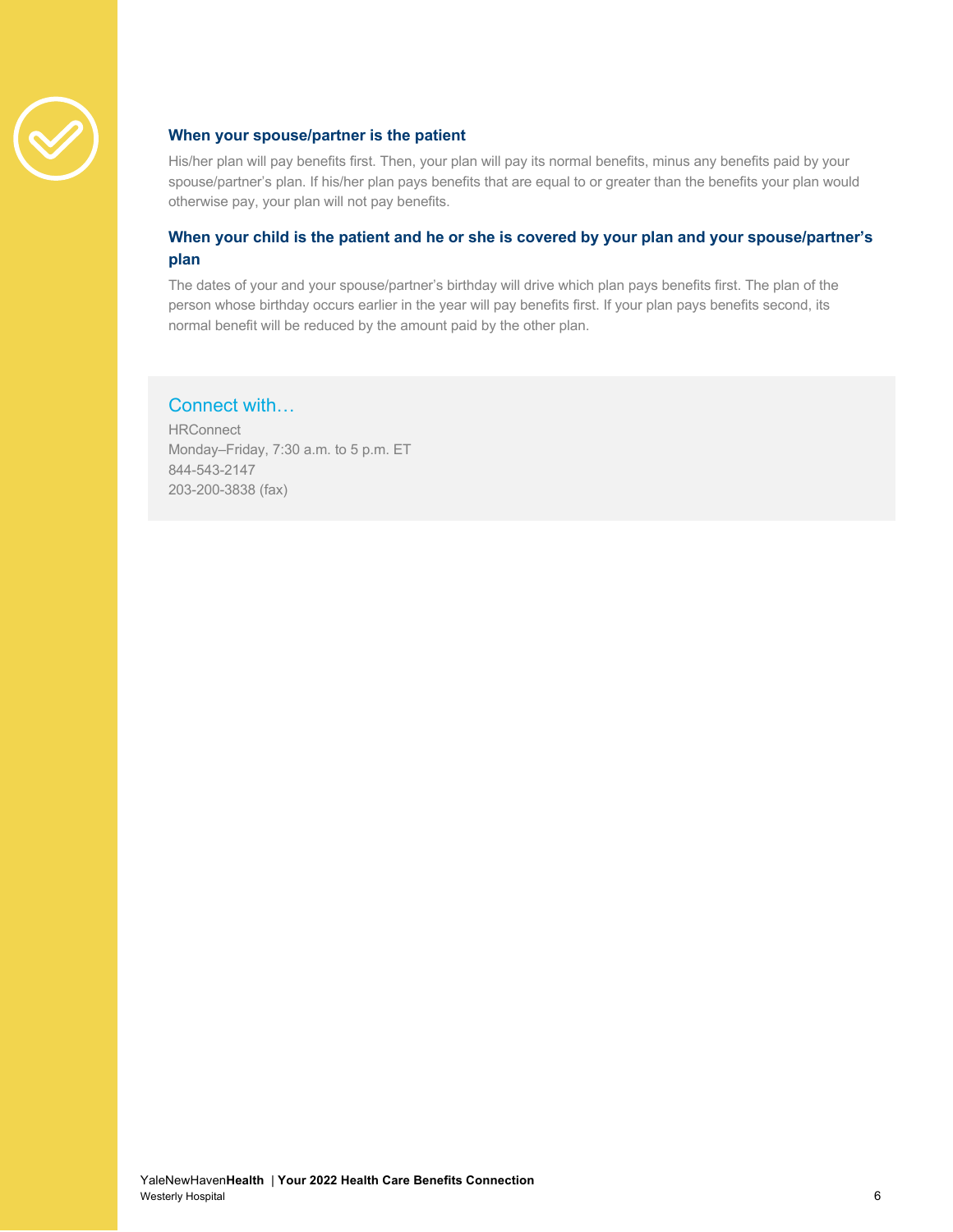### When your spouse/partner is the patient

His/her plan will pay benefits first. Then, your plan will pay its normal benefits, minus any benefits paid by your spouse/partner's plan. If his/her plan pays benefits that are equal to or greater than the benefits your plan would otherwise pay, your plan will not pay benefits.

### When your child is the patient and he or she is covered by your plan and your spouse/partner's plan

The dates of your and your spouse/partner's birthday will drive which plan pays benefits first. The plan of the person whose birthday occurs earlier in the year will pay benefits first. If your plan pays benefits second, its normal benefit will be reduced by the amount paid by the other plan.

## Connect with…

HRConnect
Monday–Friday, 7:30 a.m. to 5 p.m. ET
844-543-2147
203-200-3838 (fax)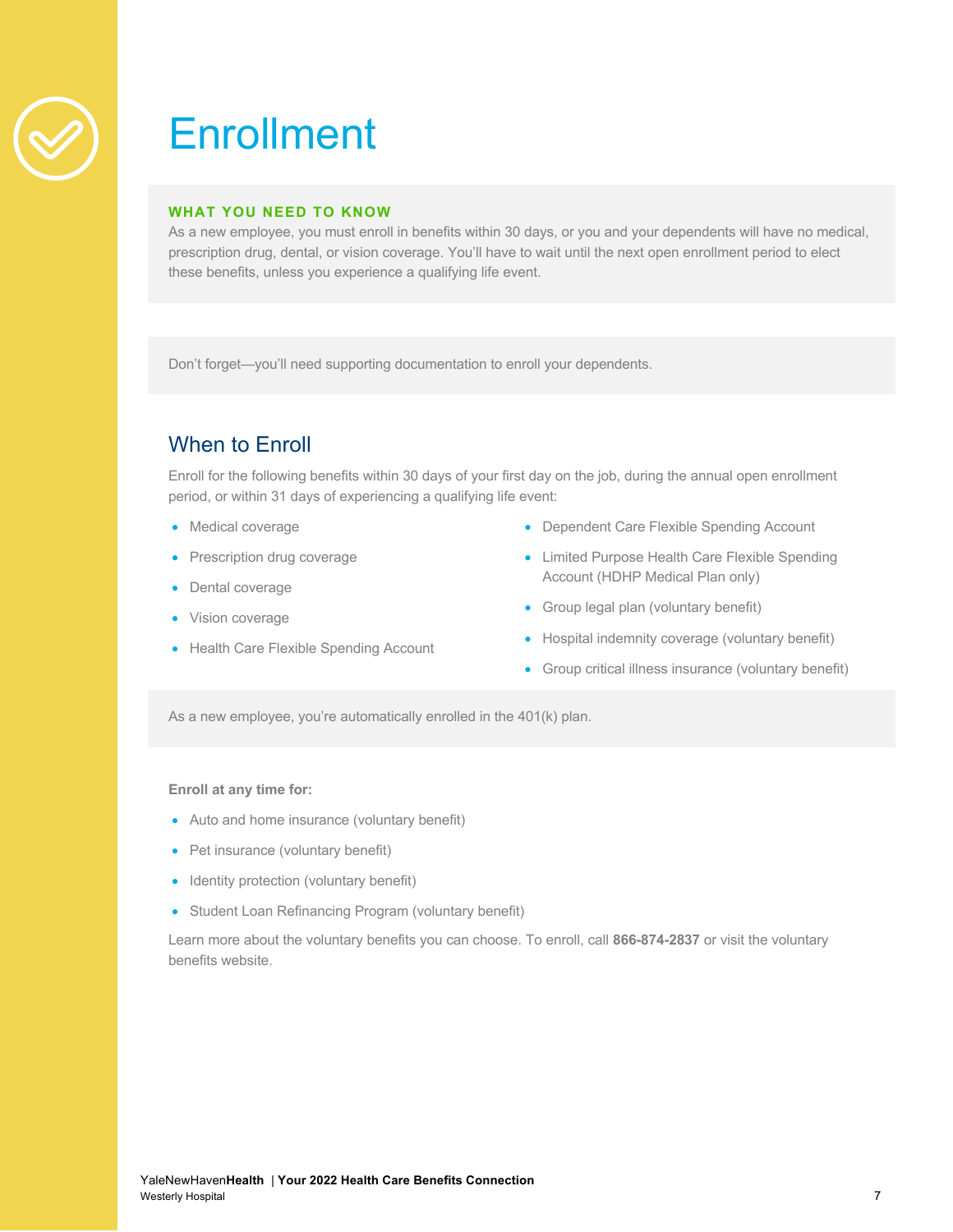# Enrollment

**WHAT YOU NEED TO KNOW**

As a new employee, you must enroll in benefits within 30 days, or you and your dependents will have no medical, prescription drug, dental, or vision coverage. You'll have to wait until the next open enrollment period to elect these benefits, unless you experience a qualifying life event.

Don't forget—you'll need supporting documentation to enroll your dependents.

## When to Enroll

Enroll for the following benefits within 30 days of your first day on the job, during the annual open enrollment period, or within 31 days of experiencing a qualifying life event:

- Medical coverage
- Prescription drug coverage
- Dental coverage
- Vision coverage
- Health Care Flexible Spending Account
- Dependent Care Flexible Spending Account
- Limited Purpose Health Care Flexible Spending Account (HDHP Medical Plan only)
- Group legal plan (voluntary benefit)
- Hospital indemnity coverage (voluntary benefit)
- Group critical illness insurance (voluntary benefit)

As a new employee, you're automatically enrolled in the 401(k) plan.

**Enroll at any time for:**

- Auto and home insurance (voluntary benefit)
- Pet insurance (voluntary benefit)
- Identity protection (voluntary benefit)
- Student Loan Refinancing Program (voluntary benefit)

Learn more about the voluntary benefits you can choose. To enroll, call **866-874-2837** or visit the voluntary benefits website.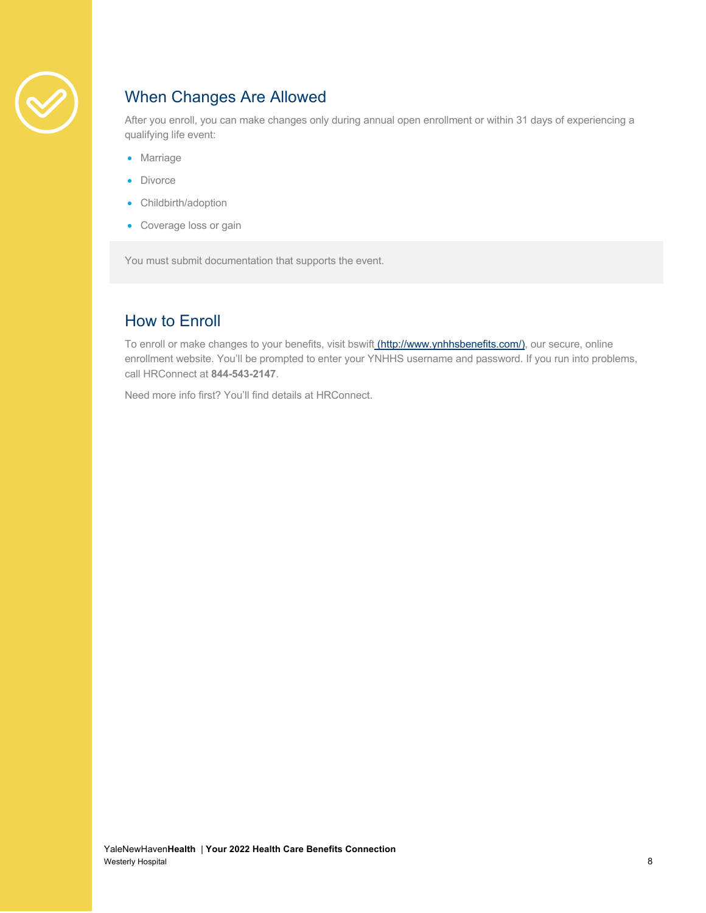## When Changes Are Allowed

After you enroll, you can make changes only during annual open enrollment or within 31 days of experiencing a qualifying life event:

- Marriage
- Divorce
- Childbirth/adoption
- Coverage loss or gain

You must submit documentation that supports the event.

## How to Enroll

To enroll or make changes to your benefits, visit bswift (http://www.ynhhsbenefits.com/), our secure, online enrollment website. You'll be prompted to enter your YNHHS username and password. If you run into problems, call HRConnect at **844-543-2147**.

Need more info first? You'll find details at HRConnect.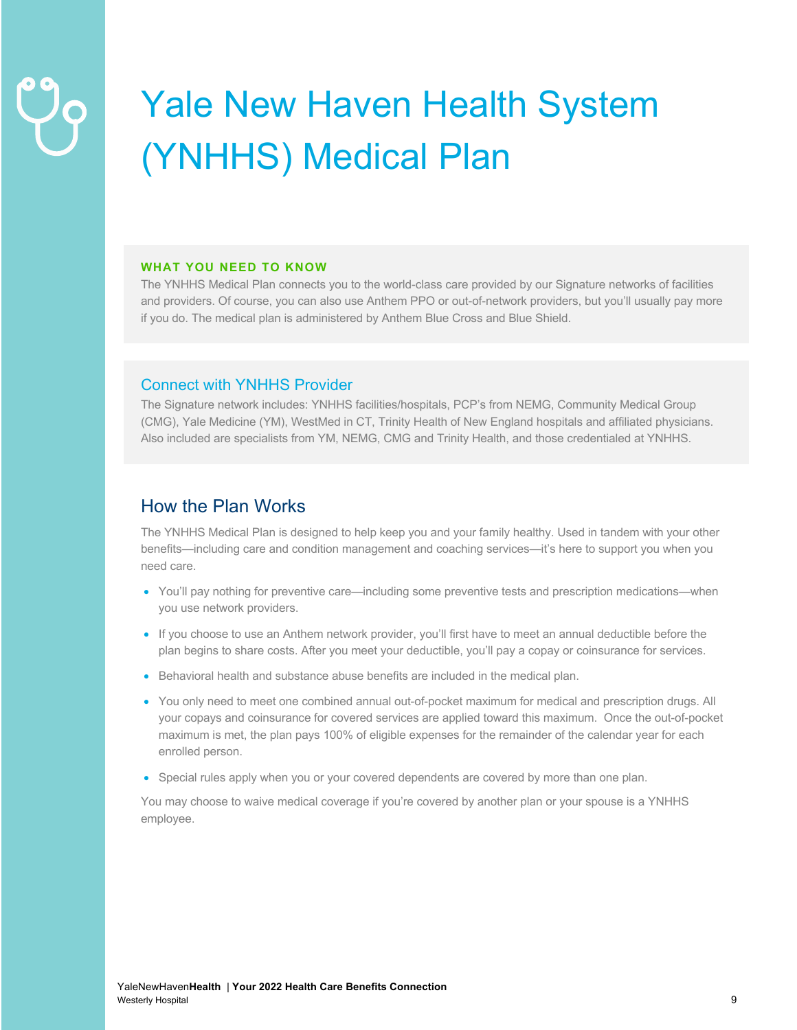# Yale New Haven Health System (YNHHS) Medical Plan

**WHAT YOU NEED TO KNOW**

The YNHHS Medical Plan connects you to the world-class care provided by our Signature networks of facilities and providers. Of course, you can also use Anthem PPO or out-of-network providers, but you'll usually pay more if you do. The medical plan is administered by Anthem Blue Cross and Blue Shield.

### Connect with YNHHS Provider

The Signature network includes: YNHHS facilities/hospitals, PCP's from NEMG, Community Medical Group (CMG), Yale Medicine (YM), WestMed in CT, Trinity Health of New England hospitals and affiliated physicians. Also included are specialists from YM, NEMG, CMG and Trinity Health, and those credentialed at YNHHS.

## How the Plan Works

The YNHHS Medical Plan is designed to help keep you and your family healthy. Used in tandem with your other benefits—including care and condition management and coaching services—it's here to support you when you need care.

- You'll pay nothing for preventive care—including some preventive tests and prescription medications—when you use network providers.
- If you choose to use an Anthem network provider, you'll first have to meet an annual deductible before the plan begins to share costs. After you meet your deductible, you'll pay a copay or coinsurance for services.
- Behavioral health and substance abuse benefits are included in the medical plan.
- You only need to meet one combined annual out-of-pocket maximum for medical and prescription drugs. All your copays and coinsurance for covered services are applied toward this maximum. Once the out-of-pocket maximum is met, the plan pays 100% of eligible expenses for the remainder of the calendar year for each enrolled person.
- Special rules apply when you or your covered dependents are covered by more than one plan.

You may choose to waive medical coverage if you're covered by another plan or your spouse is a YNHHS employee.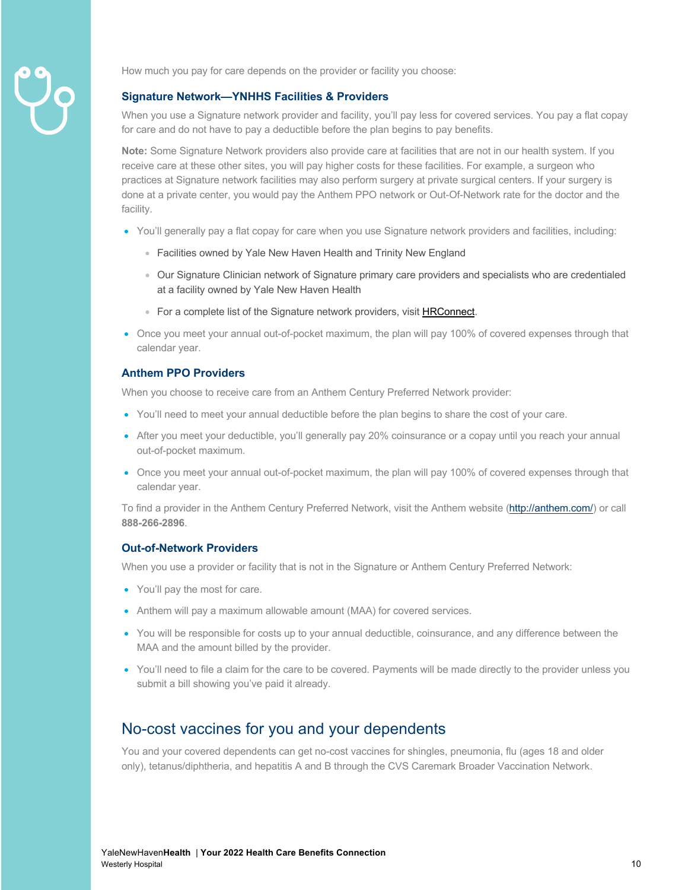How much you pay for care depends on the provider or facility you choose:

### Signature Network—YNHHS Facilities & Providers

When you use a Signature network provider and facility, you'll pay less for covered services. You pay a flat copay for care and do not have to pay a deductible before the plan begins to pay benefits.

**Note:** Some Signature Network providers also provide care at facilities that are not in our health system. If you receive care at these other sites, you will pay higher costs for these facilities. For example, a surgeon who practices at Signature network facilities may also perform surgery at private surgical centers. If your surgery is done at a private center, you would pay the Anthem PPO network or Out-Of-Network rate for the doctor and the facility.

- You'll generally pay a flat copay for care when you use Signature network providers and facilities, including:
  - Facilities owned by Yale New Haven Health and Trinity New England
  - Our Signature Clinician network of Signature primary care providers and specialists who are credentialed at a facility owned by Yale New Haven Health
  - For a complete list of the Signature network providers, visit HRConnect.
- Once you meet your annual out-of-pocket maximum, the plan will pay 100% of covered expenses through that calendar year.

### Anthem PPO Providers

When you choose to receive care from an Anthem Century Preferred Network provider:

- You'll need to meet your annual deductible before the plan begins to share the cost of your care.
- After you meet your deductible, you'll generally pay 20% coinsurance or a copay until you reach your annual out-of-pocket maximum.
- Once you meet your annual out-of-pocket maximum, the plan will pay 100% of covered expenses through that calendar year.

To find a provider in the Anthem Century Preferred Network, visit the Anthem website (http://anthem.com/) or call **888-266-2896**.

### Out-of-Network Providers

When you use a provider or facility that is not in the Signature or Anthem Century Preferred Network:

- You'll pay the most for care.
- Anthem will pay a maximum allowable amount (MAA) for covered services.
- You will be responsible for costs up to your annual deductible, coinsurance, and any difference between the MAA and the amount billed by the provider.
- You'll need to file a claim for the care to be covered. Payments will be made directly to the provider unless you submit a bill showing you've paid it already.

## No-cost vaccines for you and your dependents

You and your covered dependents can get no-cost vaccines for shingles, pneumonia, flu (ages 18 and older only), tetanus/diphtheria, and hepatitis A and B through the CVS Caremark Broader Vaccination Network.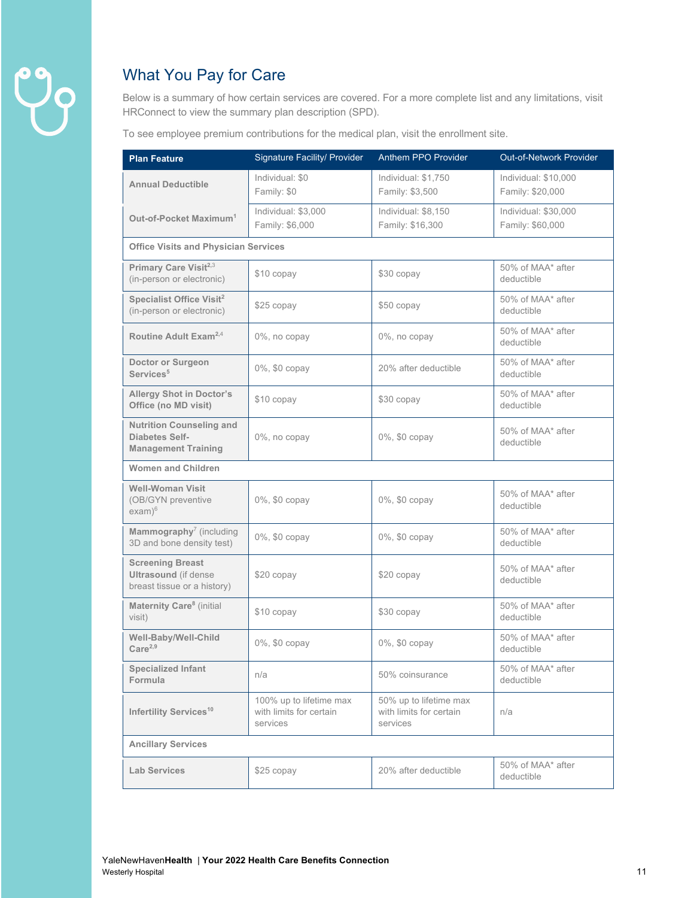## What You Pay for Care

Below is a summary of how certain services are covered. For a more complete list and any limitations, visit HRConnect to view the summary plan description (SPD).

To see employee premium contributions for the medical plan, visit the enrollment site.

| Plan Feature | Signature Facility/ Provider | Anthem PPO Provider | Out-of-Network Provider |
|---|---|---|---|
| **Annual Deductible** | Individual: $0<br>Family: $0 | Individual: $1,750<br>Family: $3,500 | Individual: $10,000<br>Family: $20,000 |
| **Out-of-Pocket Maximum**[1] | Individual: $3,000<br>Family: $6,000 | Individual: $8,150<br>Family: $16,300 | Individual: $30,000<br>Family: $60,000 |
| **Office Visits and Physician Services** | | | |
| **Primary Care Visit**[2,3] (in-person or electronic) | $10 copay | $30 copay | 50% of MAA* after deductible |
| **Specialist Office Visit**[2] (in-person or electronic) | $25 copay | $50 copay | 50% of MAA* after deductible |
| **Routine Adult Exam**[2,4] | 0%, no copay | 0%, no copay | 50% of MAA* after deductible |
| **Doctor or Surgeon Services**[5] | 0%, $0 copay | 20% after deductible | 50% of MAA* after deductible |
| **Allergy Shot in Doctor's Office (no MD visit)** | $10 copay | $30 copay | 50% of MAA* after deductible |
| **Nutrition Counseling and Diabetes Self-Management Training** | 0%, no copay | 0%, $0 copay | 50% of MAA* after deductible |
| **Women and Children** | | | |
| **Well-Woman Visit** (OB/GYN preventive exam)[6] | 0%, $0 copay | 0%, $0 copay | 50% of MAA* after deductible |
| **Mammography**[7] (including 3D and bone density test) | 0%, $0 copay | 0%, $0 copay | 50% of MAA* after deductible |
| **Screening Breast Ultrasound** (if dense breast tissue or a history) | $20 copay | $20 copay | 50% of MAA* after deductible |
| **Maternity Care**[8] (initial visit) | $10 copay | $30 copay | 50% of MAA* after deductible |
| **Well-Baby/Well-Child Care**[2,9] | 0%, $0 copay | 0%, $0 copay | 50% of MAA* after deductible |
| **Specialized Infant Formula** | n/a | 50% coinsurance | 50% of MAA* after deductible |
| **Infertility Services**[10] | 100% up to lifetime max with limits for certain services | 50% up to lifetime max with limits for certain services | n/a |
| **Ancillary Services** | | | |
| **Lab Services** | $25 copay | 20% after deductible | 50% of MAA* after deductible |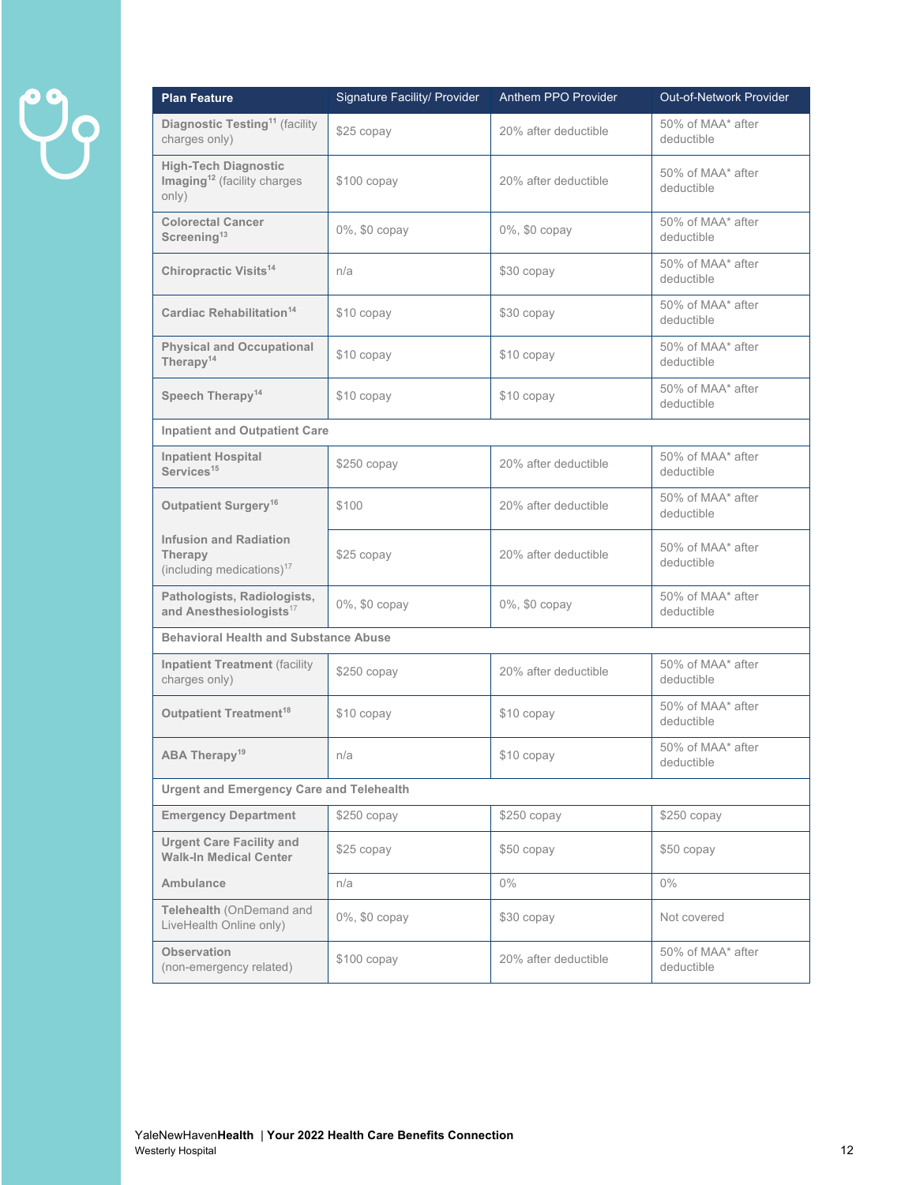| Plan Feature | Signature Facility/ Provider | Anthem PPO Provider | Out-of-Network Provider |
|---|---|---|---|
| **Diagnostic Testing**[11] (facility charges only) | $25 copay | 20% after deductible | 50% of MAA* after deductible |
| **High-Tech Diagnostic Imaging**[12] (facility charges only) | $100 copay | 20% after deductible | 50% of MAA* after deductible |
| **Colorectal Cancer Screening**[13] | 0%, $0 copay | 0%, $0 copay | 50% of MAA* after deductible |
| **Chiropractic Visits**[14] | n/a | $30 copay | 50% of MAA* after deductible |
| **Cardiac Rehabilitation**[14] | $10 copay | $30 copay | 50% of MAA* after deductible |
| **Physical and Occupational Therapy**[14] | $10 copay | $10 copay | 50% of MAA* after deductible |
| **Speech Therapy**[14] | $10 copay | $10 copay | 50% of MAA* after deductible |
| **Inpatient and Outpatient Care** | | | |
| **Inpatient Hospital Services**[15] | $250 copay | 20% after deductible | 50% of MAA* after deductible |
| **Outpatient Surgery**[16] | $100 | 20% after deductible | 50% of MAA* after deductible |
| **Infusion and Radiation Therapy** (including medications)[17] | $25 copay | 20% after deductible | 50% of MAA* after deductible |
| **Pathologists, Radiologists, and Anesthesiologists**[17] | 0%, $0 copay | 0%, $0 copay | 50% of MAA* after deductible |
| **Behavioral Health and Substance Abuse** | | | |
| **Inpatient Treatment** (facility charges only) | $250 copay | 20% after deductible | 50% of MAA* after deductible |
| **Outpatient Treatment**[18] | $10 copay | $10 copay | 50% of MAA* after deductible |
| **ABA Therapy**[19] | n/a | $10 copay | 50% of MAA* after deductible |
| **Urgent and Emergency Care and Telehealth** | | | |
| **Emergency Department** | $250 copay | $250 copay | $250 copay |
| **Urgent Care Facility and Walk-In Medical Center** | $25 copay | $50 copay | $50 copay |
| **Ambulance** | n/a | 0% | 0% |
| **Telehealth** (OnDemand and LiveHealth Online only) | 0%, $0 copay | $30 copay | Not covered |
| **Observation** (non-emergency related) | $100 copay | 20% after deductible | 50% of MAA* after deductible |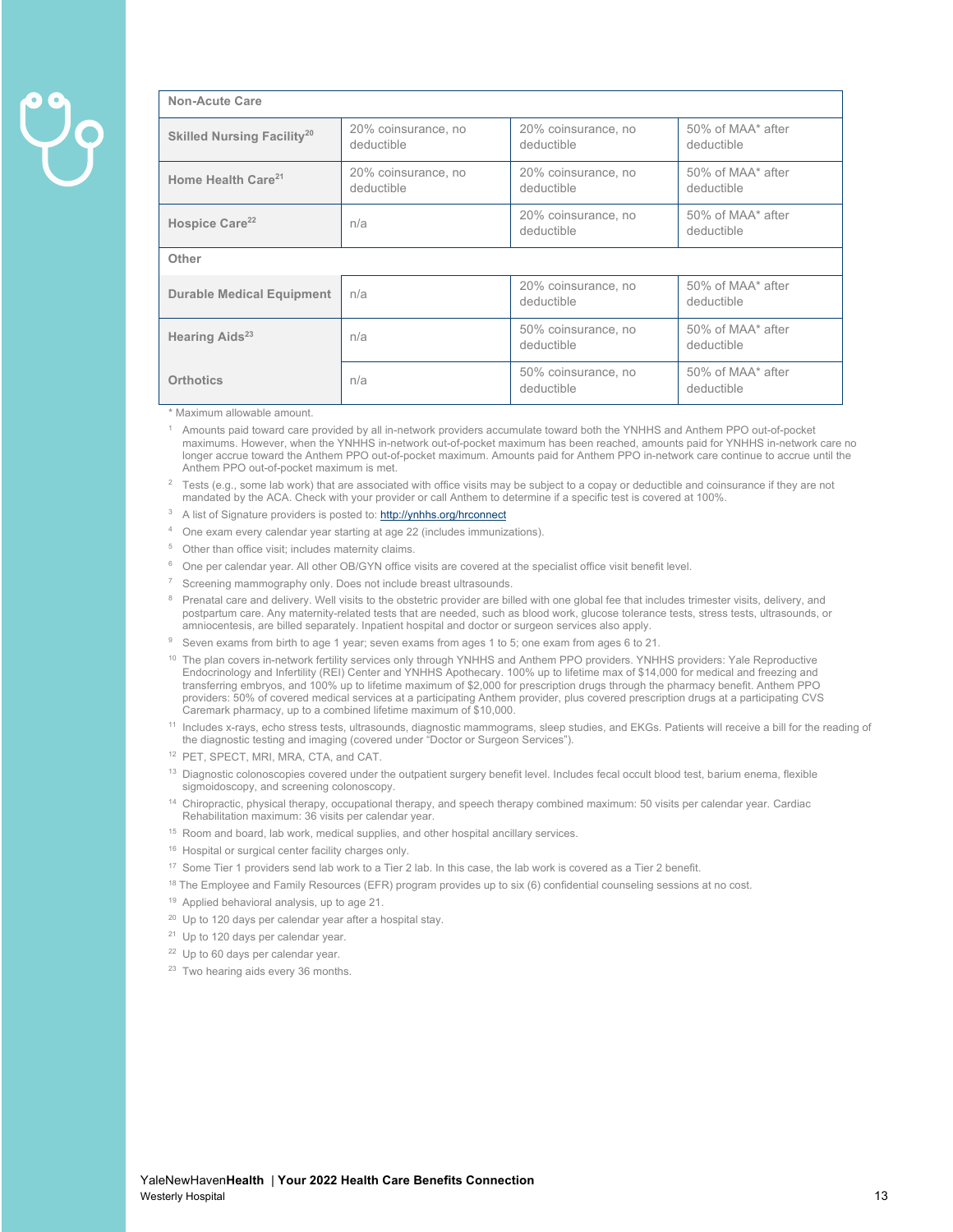| Non-Acute Care | | | |
|---|---|---|---|
| **Skilled Nursing Facility**[20] | 20% coinsurance, no deductible | 20% coinsurance, no deductible | 50% of MAA* after deductible |
| **Home Health Care**[21] | 20% coinsurance, no deductible | 20% coinsurance, no deductible | 50% of MAA* after deductible |
| **Hospice Care**[22] | n/a | 20% coinsurance, no deductible | 50% of MAA* after deductible |
| **Other** | | | |
| **Durable Medical Equipment** | n/a | 20% coinsurance, no deductible | 50% of MAA* after deductible |
| **Hearing Aids**[23] | n/a | 50% coinsurance, no deductible | 50% of MAA* after deductible |
| **Orthotics** | n/a | 50% coinsurance, no deductible | 50% of MAA* after deductible |

* Maximum allowable amount.

[1] Amounts paid toward care provided by all in-network providers accumulate toward both the YNHHS and Anthem PPO out-of-pocket maximums. However, when the YNHHS in-network out-of-pocket maximum has been reached, amounts paid for YNHHS in-network care no longer accrue toward the Anthem PPO out-of-pocket maximum. Amounts paid for Anthem PPO in-network care continue to accrue until the Anthem PPO out-of-pocket maximum is met.

[2] Tests (e.g., some lab work) that are associated with office visits may be subject to a copay or deductible and coinsurance if they are not mandated by the ACA. Check with your provider or call Anthem to determine if a specific test is covered at 100%.

[3] A list of Signature providers is posted to: http://ynhhs.org/hrconnect

[4] One exam every calendar year starting at age 22 (includes immunizations).

[5] Other than office visit; includes maternity claims.

[6] One per calendar year. All other OB/GYN office visits are covered at the specialist office visit benefit level.

[7] Screening mammography only. Does not include breast ultrasounds.

[8] Prenatal care and delivery. Well visits to the obstetric provider are billed with one global fee that includes trimester visits, delivery, and postpartum care. Any maternity-related tests that are needed, such as blood work, glucose tolerance tests, stress tests, ultrasounds, or amniocentesis, are billed separately. Inpatient hospital and doctor or surgeon services also apply.

[9] Seven exams from birth to age 1 year; seven exams from ages 1 to 5; one exam from ages 6 to 21.

[10] The plan covers in-network fertility services only through YNHHS and Anthem PPO providers. YNHHS providers: Yale Reproductive Endocrinology and Infertility (REI) Center and YNHHS Apothecary. 100% up to lifetime max of $14,000 for medical and freezing and transferring embryos, and 100% up to lifetime maximum of $2,000 for prescription drugs through the pharmacy benefit. Anthem PPO providers: 50% of covered medical services at a participating Anthem provider, plus covered prescription drugs at a participating CVS Caremark pharmacy, up to a combined lifetime maximum of $10,000.

[11] Includes x-rays, echo stress tests, ultrasounds, diagnostic mammograms, sleep studies, and EKGs. Patients will receive a bill for the reading of the diagnostic testing and imaging (covered under "Doctor or Surgeon Services").

[12] PET, SPECT, MRI, MRA, CTA, and CAT.

[13] Diagnostic colonoscopies covered under the outpatient surgery benefit level. Includes fecal occult blood test, barium enema, flexible sigmoidoscopy, and screening colonoscopy.

[14] Chiropractic, physical therapy, occupational therapy, and speech therapy combined maximum: 50 visits per calendar year. Cardiac Rehabilitation maximum: 36 visits per calendar year.

[15] Room and board, lab work, medical supplies, and other hospital ancillary services.

[16] Hospital or surgical center facility charges only.

[17] Some Tier 1 providers send lab work to a Tier 2 lab. In this case, the lab work is covered as a Tier 2 benefit.

[18] The Employee and Family Resources (EFR) program provides up to six (6) confidential counseling sessions at no cost.

[19] Applied behavioral analysis, up to age 21.

[20] Up to 120 days per calendar year after a hospital stay.

[21] Up to 120 days per calendar year.

[22] Up to 60 days per calendar year.

[23] Two hearing aids every 36 months.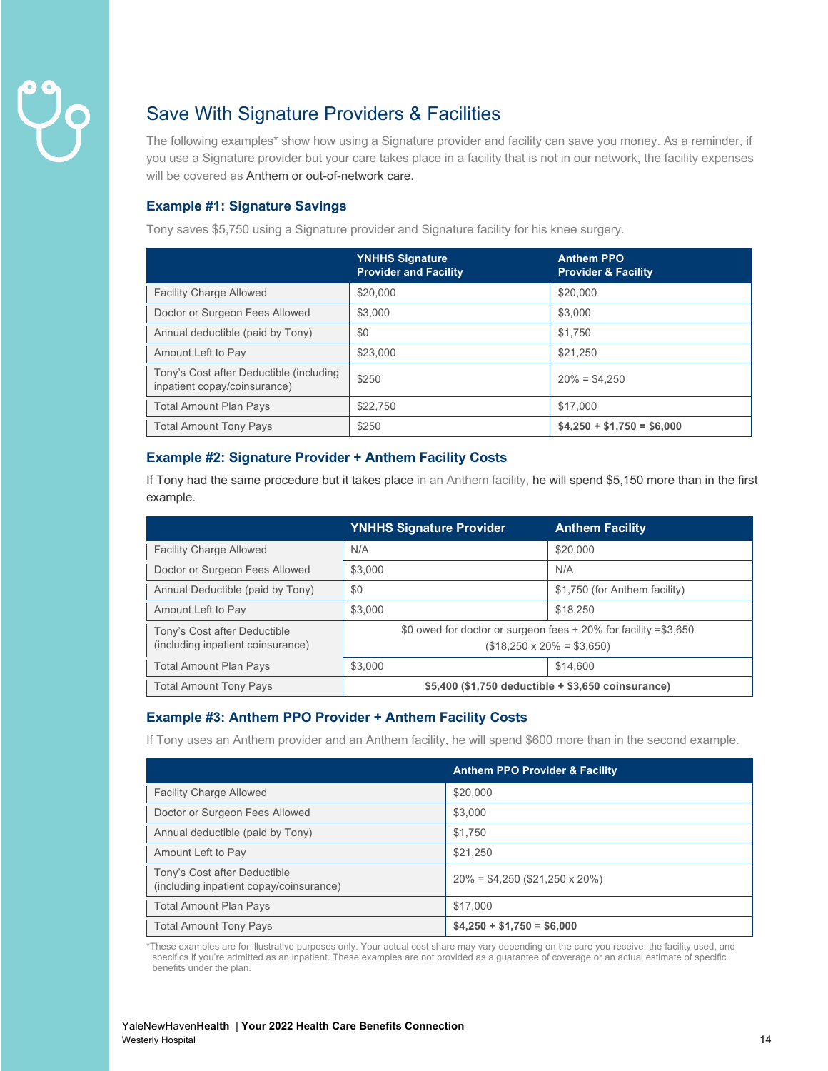## Save With Signature Providers & Facilities

The following examples* show how using a Signature provider and facility can save you money. As a reminder, if you use a Signature provider but your care takes place in a facility that is not in our network, the facility expenses will be covered as Anthem or out-of-network care.

### Example #1: Signature Savings

Tony saves $5,750 using a Signature provider and Signature facility for his knee surgery.

| | YNHHS Signature Provider and Facility | Anthem PPO Provider & Facility |
|---|---|---|
| Facility Charge Allowed | $20,000 | $20,000 |
| Doctor or Surgeon Fees Allowed | $3,000 | $3,000 |
| Annual deductible (paid by Tony) | $0 | $1,750 |
| Amount Left to Pay | $23,000 | $21,250 |
| Tony's Cost after Deductible (including inpatient copay/coinsurance) | $250 | 20% = $4,250 |
| Total Amount Plan Pays | $22,750 | $17,000 |
| Total Amount Tony Pays | $250 | **$4,250 + $1,750 = $6,000** |

### Example #2: Signature Provider + Anthem Facility Costs

If Tony had the same procedure but it takes place in an Anthem facility, he will spend $5,150 more than in the first example.

| | YNHHS Signature Provider | Anthem Facility |
|---|---|---|
| Facility Charge Allowed | N/A | $20,000 |
| Doctor or Surgeon Fees Allowed | $3,000 | N/A |
| Annual Deductible (paid by Tony) | $0 | $1,750 (for Anthem facility) |
| Amount Left to Pay | $3,000 | $18,250 |
| Tony's Cost after Deductible (including inpatient coinsurance) | $0 owed for doctor or surgeon fees + 20% for facility =$3,650 ($18,250 x 20% = $3,650) | |
| Total Amount Plan Pays | $3,000 | $14,600 |
| Total Amount Tony Pays | **$5,400 ($1,750 deductible + $3,650 coinsurance)** | |

### Example #3: Anthem PPO Provider + Anthem Facility Costs

If Tony uses an Anthem provider and an Anthem facility, he will spend $600 more than in the second example.

| | Anthem PPO Provider & Facility |
|---|---|
| Facility Charge Allowed | $20,000 |
| Doctor or Surgeon Fees Allowed | $3,000 |
| Annual deductible (paid by Tony) | $1,750 |
| Amount Left to Pay | $21,250 |
| Tony's Cost after Deductible (including inpatient copay/coinsurance) | 20% = $4,250 ($21,250 x 20%) |
| Total Amount Plan Pays | $17,000 |
| Total Amount Tony Pays | **$4,250 + $1,750 = $6,000** |

*These examples are for illustrative purposes only. Your actual cost share may vary depending on the care you receive, the facility used, and specifics if you're admitted as an inpatient. These examples are not provided as a guarantee of coverage or an actual estimate of specific benefits under the plan.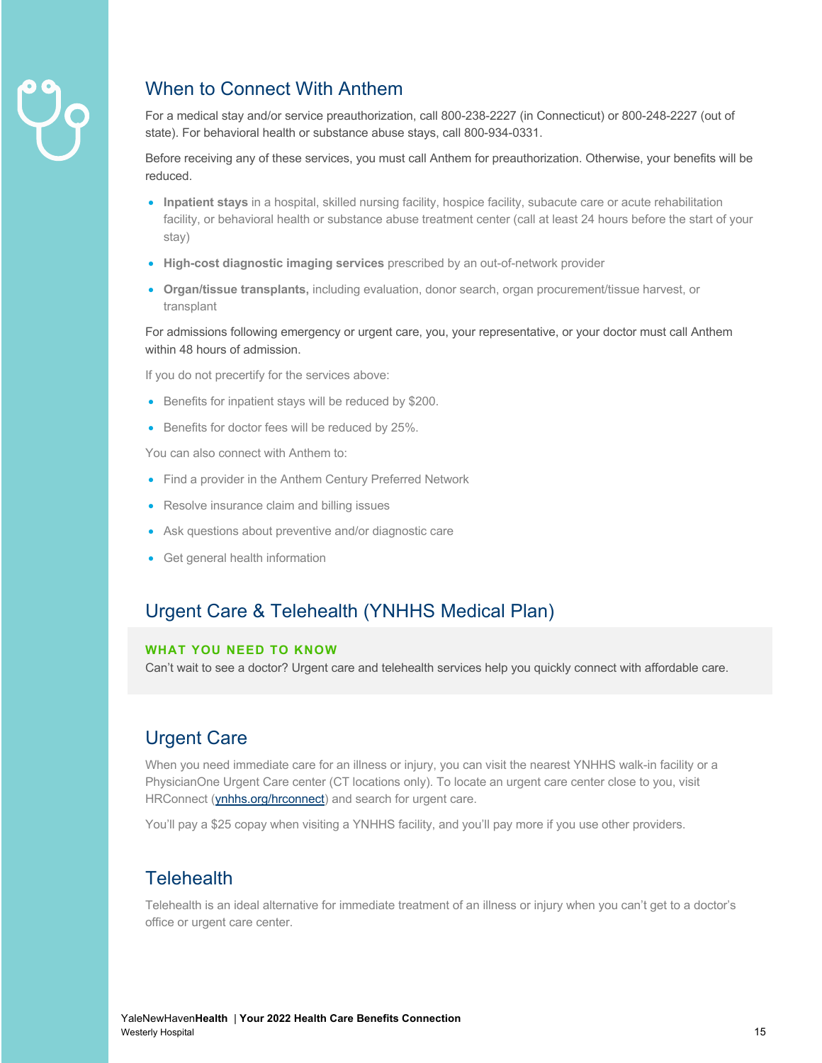## When to Connect With Anthem

For a medical stay and/or service preauthorization, call 800-238-2227 (in Connecticut) or 800-248-2227 (out of state). For behavioral health or substance abuse stays, call 800-934-0331.

Before receiving any of these services, you must call Anthem for preauthorization. Otherwise, your benefits will be reduced.

- **Inpatient stays** in a hospital, skilled nursing facility, hospice facility, subacute care or acute rehabilitation facility, or behavioral health or substance abuse treatment center (call at least 24 hours before the start of your stay)
- **High-cost diagnostic imaging services** prescribed by an out-of-network provider
- **Organ/tissue transplants,** including evaluation, donor search, organ procurement/tissue harvest, or transplant

For admissions following emergency or urgent care, you, your representative, or your doctor must call Anthem within 48 hours of admission.

If you do not precertify for the services above:

- Benefits for inpatient stays will be reduced by $200.
- Benefits for doctor fees will be reduced by 25%.

You can also connect with Anthem to:

- Find a provider in the Anthem Century Preferred Network
- Resolve insurance claim and billing issues
- Ask questions about preventive and/or diagnostic care
- Get general health information

## Urgent Care & Telehealth (YNHHS Medical Plan)

**WHAT YOU NEED TO KNOW**

Can't wait to see a doctor? Urgent care and telehealth services help you quickly connect with affordable care.

## Urgent Care

When you need immediate care for an illness or injury, you can visit the nearest YNHHS walk-in facility or a PhysicianOne Urgent Care center (CT locations only). To locate an urgent care center close to you, visit HRConnect (ynhhs.org/hrconnect) and search for urgent care.

You'll pay a $25 copay when visiting a YNHHS facility, and you'll pay more if you use other providers.

## Telehealth

Telehealth is an ideal alternative for immediate treatment of an illness or injury when you can't get to a doctor's office or urgent care center.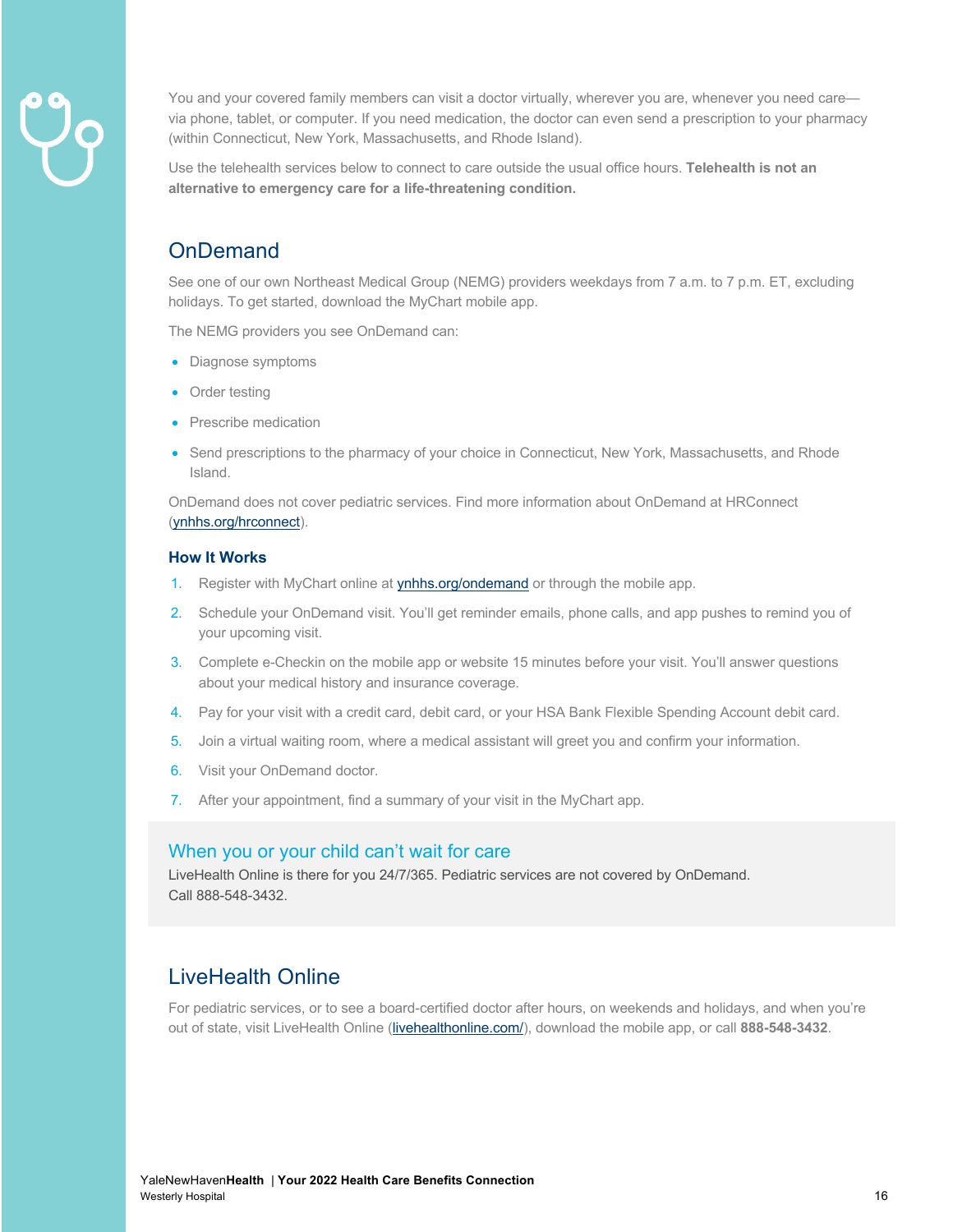You and your covered family members can visit a doctor virtually, wherever you are, whenever you need care—via phone, tablet, or computer. If you need medication, the doctor can even send a prescription to your pharmacy (within Connecticut, New York, Massachusetts, and Rhode Island).

Use the telehealth services below to connect to care outside the usual office hours. **Telehealth is not an alternative to emergency care for a life-threatening condition.**

## OnDemand

See one of our own Northeast Medical Group (NEMG) providers weekdays from 7 a.m. to 7 p.m. ET, excluding holidays. To get started, download the MyChart mobile app.

The NEMG providers you see OnDemand can:

- Diagnose symptoms
- Order testing
- Prescribe medication
- Send prescriptions to the pharmacy of your choice in Connecticut, New York, Massachusetts, and Rhode Island.

OnDemand does not cover pediatric services. Find more information about OnDemand at HRConnect (ynhhs.org/hrconnect).

### How It Works

1. Register with MyChart online at ynhhs.org/ondemand or through the mobile app.
2. Schedule your OnDemand visit. You'll get reminder emails, phone calls, and app pushes to remind you of your upcoming visit.
3. Complete e-Checkin on the mobile app or website 15 minutes before your visit. You'll answer questions about your medical history and insurance coverage.
4. Pay for your visit with a credit card, debit card, or your HSA Bank Flexible Spending Account debit card.
5. Join a virtual waiting room, where a medical assistant will greet you and confirm your information.
6. Visit your OnDemand doctor.
7. After your appointment, find a summary of your visit in the MyChart app.

### When you or your child can't wait for care

LiveHealth Online is there for you 24/7/365. Pediatric services are not covered by OnDemand. Call 888-548-3432.

## LiveHealth Online

For pediatric services, or to see a board-certified doctor after hours, on weekends and holidays, and when you're out of state, visit LiveHealth Online (livehealthonline.com/), download the mobile app, or call **888-548-3432**.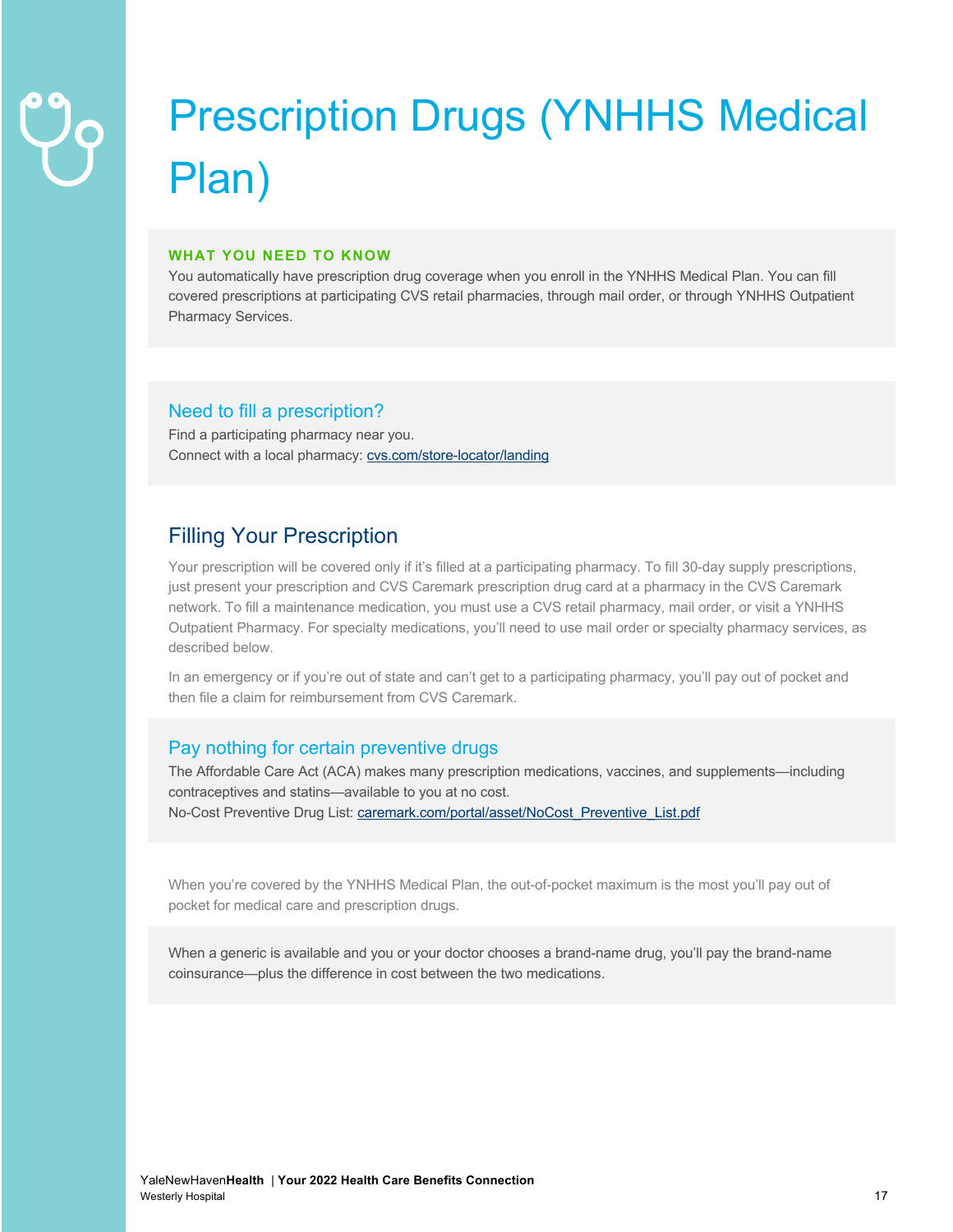# Prescription Drugs (YNHHS Medical Plan)

**WHAT YOU NEED TO KNOW**

You automatically have prescription drug coverage when you enroll in the YNHHS Medical Plan. You can fill covered prescriptions at participating CVS retail pharmacies, through mail order, or through YNHHS Outpatient Pharmacy Services.

### Need to fill a prescription?

Find a participating pharmacy near you.
Connect with a local pharmacy: cvs.com/store-locator/landing

## Filling Your Prescription

Your prescription will be covered only if it's filled at a participating pharmacy. To fill 30-day supply prescriptions, just present your prescription and CVS Caremark prescription drug card at a pharmacy in the CVS Caremark network. To fill a maintenance medication, you must use a CVS retail pharmacy, mail order, or visit a YNHHS Outpatient Pharmacy. For specialty medications, you'll need to use mail order or specialty pharmacy services, as described below.

In an emergency or if you're out of state and can't get to a participating pharmacy, you'll pay out of pocket and then file a claim for reimbursement from CVS Caremark.

### Pay nothing for certain preventive drugs

The Affordable Care Act (ACA) makes many prescription medications, vaccines, and supplements—including contraceptives and statins—available to you at no cost.
No-Cost Preventive Drug List: caremark.com/portal/asset/NoCost_Preventive_List.pdf

When you're covered by the YNHHS Medical Plan, the out-of-pocket maximum is the most you'll pay out of pocket for medical care and prescription drugs.

When a generic is available and you or your doctor chooses a brand-name drug, you'll pay the brand-name coinsurance—plus the difference in cost between the two medications.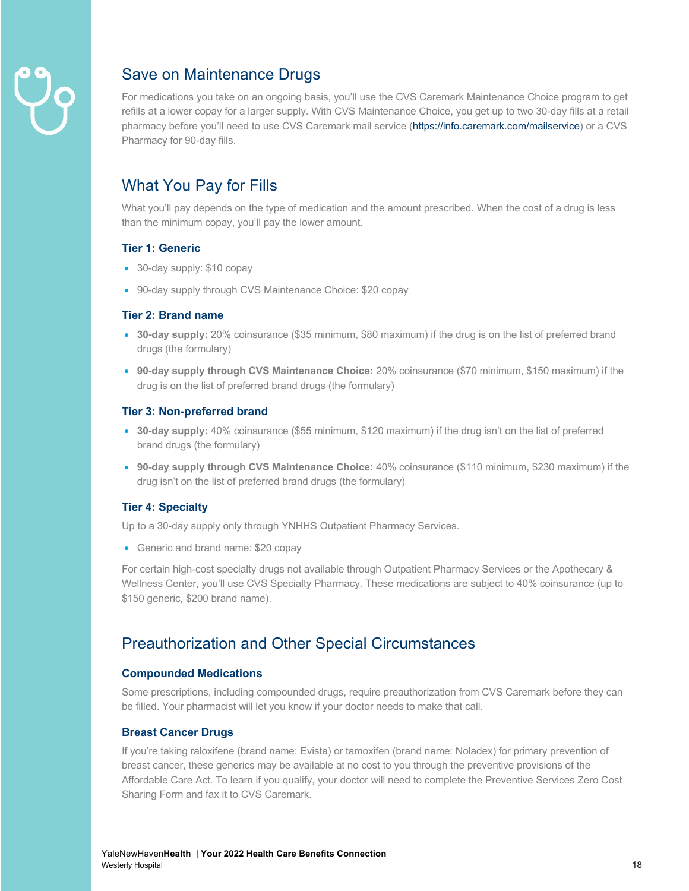## Save on Maintenance Drugs

For medications you take on an ongoing basis, you'll use the CVS Caremark Maintenance Choice program to get refills at a lower copay for a larger supply. With CVS Maintenance Choice, you get up to two 30-day fills at a retail pharmacy before you'll need to use CVS Caremark mail service (https://info.caremark.com/mailservice) or a CVS Pharmacy for 90-day fills.

## What You Pay for Fills

What you'll pay depends on the type of medication and the amount prescribed. When the cost of a drug is less than the minimum copay, you'll pay the lower amount.

### Tier 1: Generic

- 30-day supply: $10 copay
- 90-day supply through CVS Maintenance Choice: $20 copay

### Tier 2: Brand name

- **30-day supply:** 20% coinsurance ($35 minimum, $80 maximum) if the drug is on the list of preferred brand drugs (the formulary)
- **90-day supply through CVS Maintenance Choice:** 20% coinsurance ($70 minimum, $150 maximum) if the drug is on the list of preferred brand drugs (the formulary)

### Tier 3: Non-preferred brand

- **30-day supply:** 40% coinsurance ($55 minimum, $120 maximum) if the drug isn't on the list of preferred brand drugs (the formulary)
- **90-day supply through CVS Maintenance Choice:** 40% coinsurance ($110 minimum, $230 maximum) if the drug isn't on the list of preferred brand drugs (the formulary)

### Tier 4: Specialty

Up to a 30-day supply only through YNHHS Outpatient Pharmacy Services.

- Generic and brand name: $20 copay

For certain high-cost specialty drugs not available through Outpatient Pharmacy Services or the Apothecary & Wellness Center, you'll use CVS Specialty Pharmacy. These medications are subject to 40% coinsurance (up to $150 generic, $200 brand name).

## Preauthorization and Other Special Circumstances

### Compounded Medications

Some prescriptions, including compounded drugs, require preauthorization from CVS Caremark before they can be filled. Your pharmacist will let you know if your doctor needs to make that call.

### Breast Cancer Drugs

If you're taking raloxifene (brand name: Evista) or tamoxifen (brand name: Noladex) for primary prevention of breast cancer, these generics may be available at no cost to you through the preventive provisions of the Affordable Care Act. To learn if you qualify, your doctor will need to complete the Preventive Services Zero Cost Sharing Form and fax it to CVS Caremark.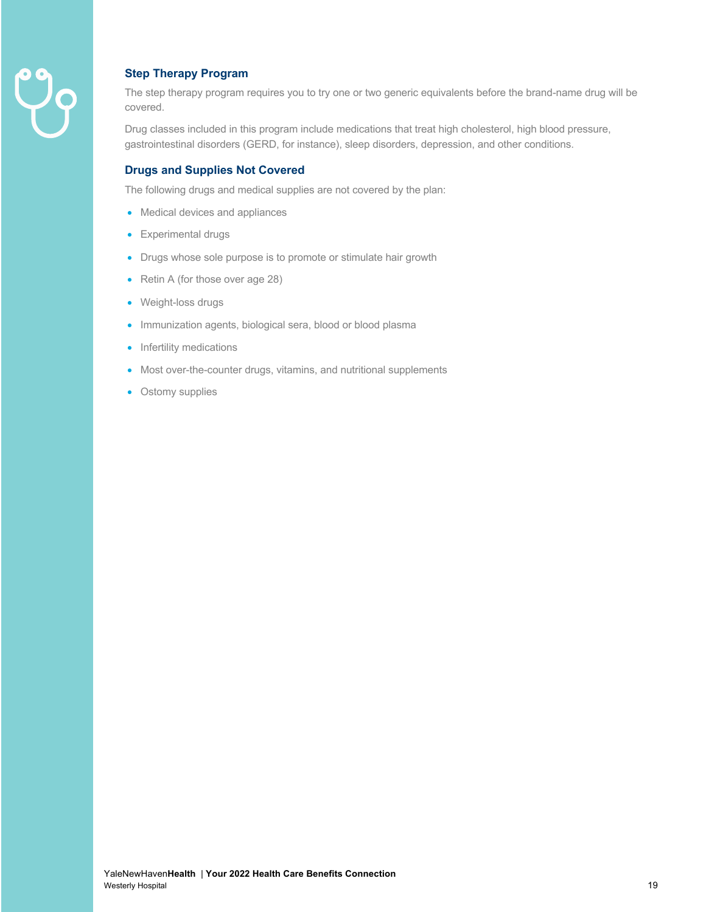### Step Therapy Program

The step therapy program requires you to try one or two generic equivalents before the brand-name drug will be covered.

Drug classes included in this program include medications that treat high cholesterol, high blood pressure, gastrointestinal disorders (GERD, for instance), sleep disorders, depression, and other conditions.

### Drugs and Supplies Not Covered

The following drugs and medical supplies are not covered by the plan:

- Medical devices and appliances
- Experimental drugs
- Drugs whose sole purpose is to promote or stimulate hair growth
- Retin A (for those over age 28)
- Weight-loss drugs
- Immunization agents, biological sera, blood or blood plasma
- Infertility medications
- Most over-the-counter drugs, vitamins, and nutritional supplements
- Ostomy supplies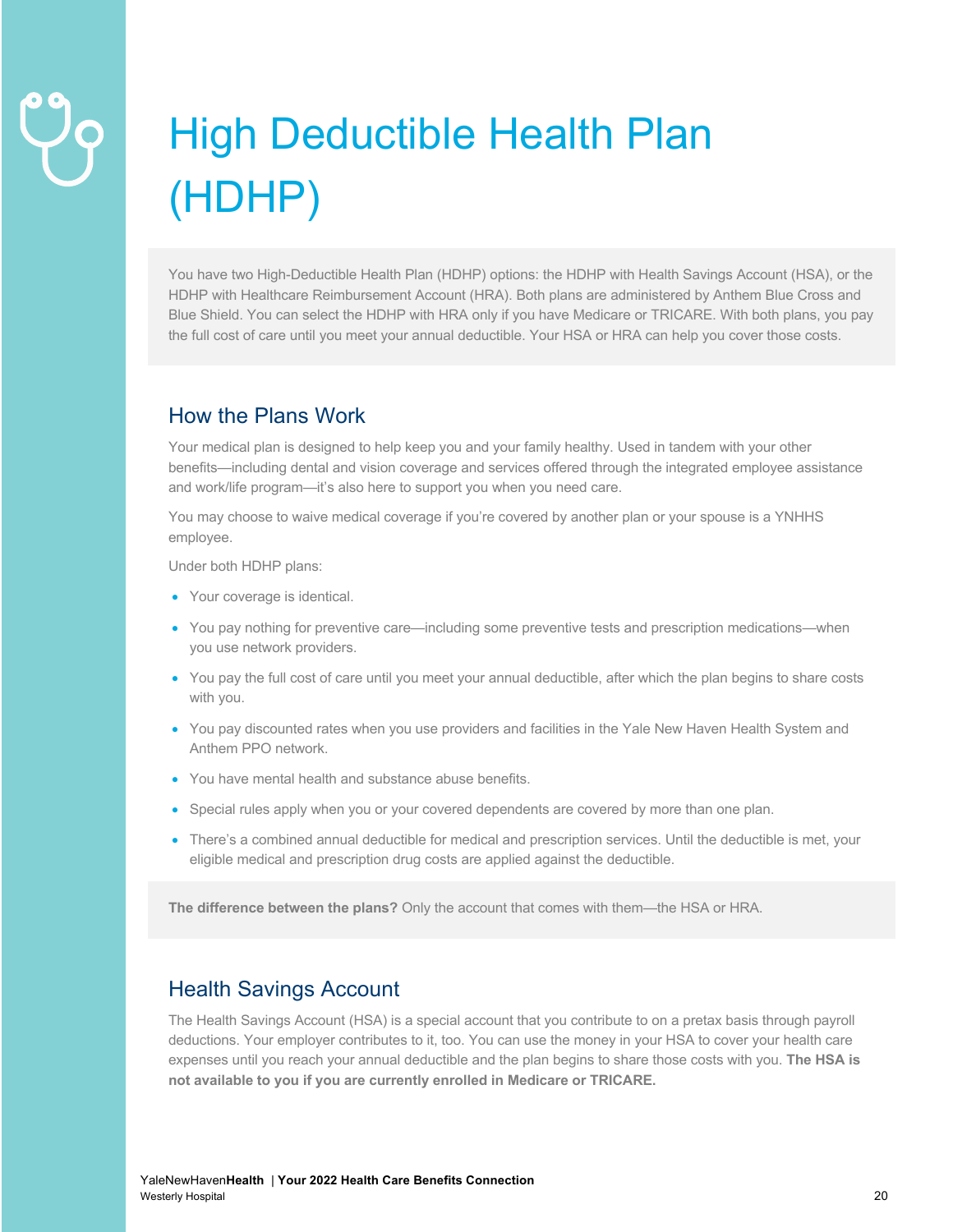# High Deductible Health Plan (HDHP)

You have two High-Deductible Health Plan (HDHP) options: the HDHP with Health Savings Account (HSA), or the HDHP with Healthcare Reimbursement Account (HRA). Both plans are administered by Anthem Blue Cross and Blue Shield. You can select the HDHP with HRA only if you have Medicare or TRICARE. With both plans, you pay the full cost of care until you meet your annual deductible. Your HSA or HRA can help you cover those costs.

## How the Plans Work

Your medical plan is designed to help keep you and your family healthy. Used in tandem with your other benefits—including dental and vision coverage and services offered through the integrated employee assistance and work/life program—it's also here to support you when you need care.

You may choose to waive medical coverage if you're covered by another plan or your spouse is a YNHHS employee.

Under both HDHP plans:

- Your coverage is identical.
- You pay nothing for preventive care—including some preventive tests and prescription medications—when you use network providers.
- You pay the full cost of care until you meet your annual deductible, after which the plan begins to share costs with you.
- You pay discounted rates when you use providers and facilities in the Yale New Haven Health System and Anthem PPO network.
- You have mental health and substance abuse benefits.
- Special rules apply when you or your covered dependents are covered by more than one plan.
- There's a combined annual deductible for medical and prescription services. Until the deductible is met, your eligible medical and prescription drug costs are applied against the deductible.

**The difference between the plans?** Only the account that comes with them—the HSA or HRA.

## Health Savings Account

The Health Savings Account (HSA) is a special account that you contribute to on a pretax basis through payroll deductions. Your employer contributes to it, too. You can use the money in your HSA to cover your health care expenses until you reach your annual deductible and the plan begins to share those costs with you. **The HSA is not available to you if you are currently enrolled in Medicare or TRICARE.**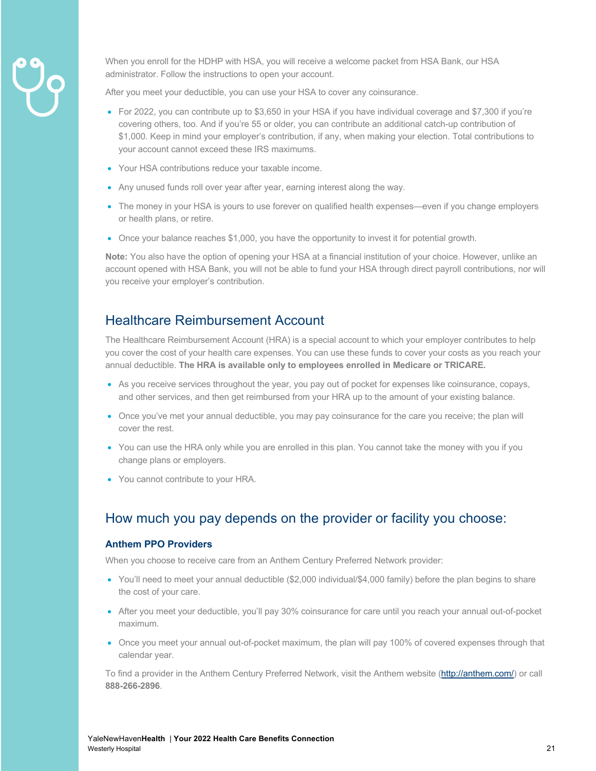When you enroll for the HDHP with HSA, you will receive a welcome packet from HSA Bank, our HSA administrator. Follow the instructions to open your account.

After you meet your deductible, you can use your HSA to cover any coinsurance.

- For 2022, you can contribute up to $3,650 in your HSA if you have individual coverage and $7,300 if you're covering others, too. And if you're 55 or older, you can contribute an additional catch-up contribution of $1,000. Keep in mind your employer's contribution, if any, when making your election. Total contributions to your account cannot exceed these IRS maximums.
- Your HSA contributions reduce your taxable income.
- Any unused funds roll over year after year, earning interest along the way.
- The money in your HSA is yours to use forever on qualified health expenses—even if you change employers or health plans, or retire.
- Once your balance reaches $1,000, you have the opportunity to invest it for potential growth.

**Note:** You also have the option of opening your HSA at a financial institution of your choice. However, unlike an account opened with HSA Bank, you will not be able to fund your HSA through direct payroll contributions, nor will you receive your employer's contribution.

## Healthcare Reimbursement Account

The Healthcare Reimbursement Account (HRA) is a special account to which your employer contributes to help you cover the cost of your health care expenses. You can use these funds to cover your costs as you reach your annual deductible. **The HRA is available only to employees enrolled in Medicare or TRICARE.**

- As you receive services throughout the year, you pay out of pocket for expenses like coinsurance, copays, and other services, and then get reimbursed from your HRA up to the amount of your existing balance.
- Once you've met your annual deductible, you may pay coinsurance for the care you receive; the plan will cover the rest.
- You can use the HRA only while you are enrolled in this plan. You cannot take the money with you if you change plans or employers.
- You cannot contribute to your HRA.

## How much you pay depends on the provider or facility you choose:

### Anthem PPO Providers

When you choose to receive care from an Anthem Century Preferred Network provider:

- You'll need to meet your annual deductible ($2,000 individual/$4,000 family) before the plan begins to share the cost of your care.
- After you meet your deductible, you'll pay 30% coinsurance for care until you reach your annual out-of-pocket maximum.
- Once you meet your annual out-of-pocket maximum, the plan will pay 100% of covered expenses through that calendar year.

To find a provider in the Anthem Century Preferred Network, visit the Anthem website (http://anthem.com/) or call **888-266-2896**.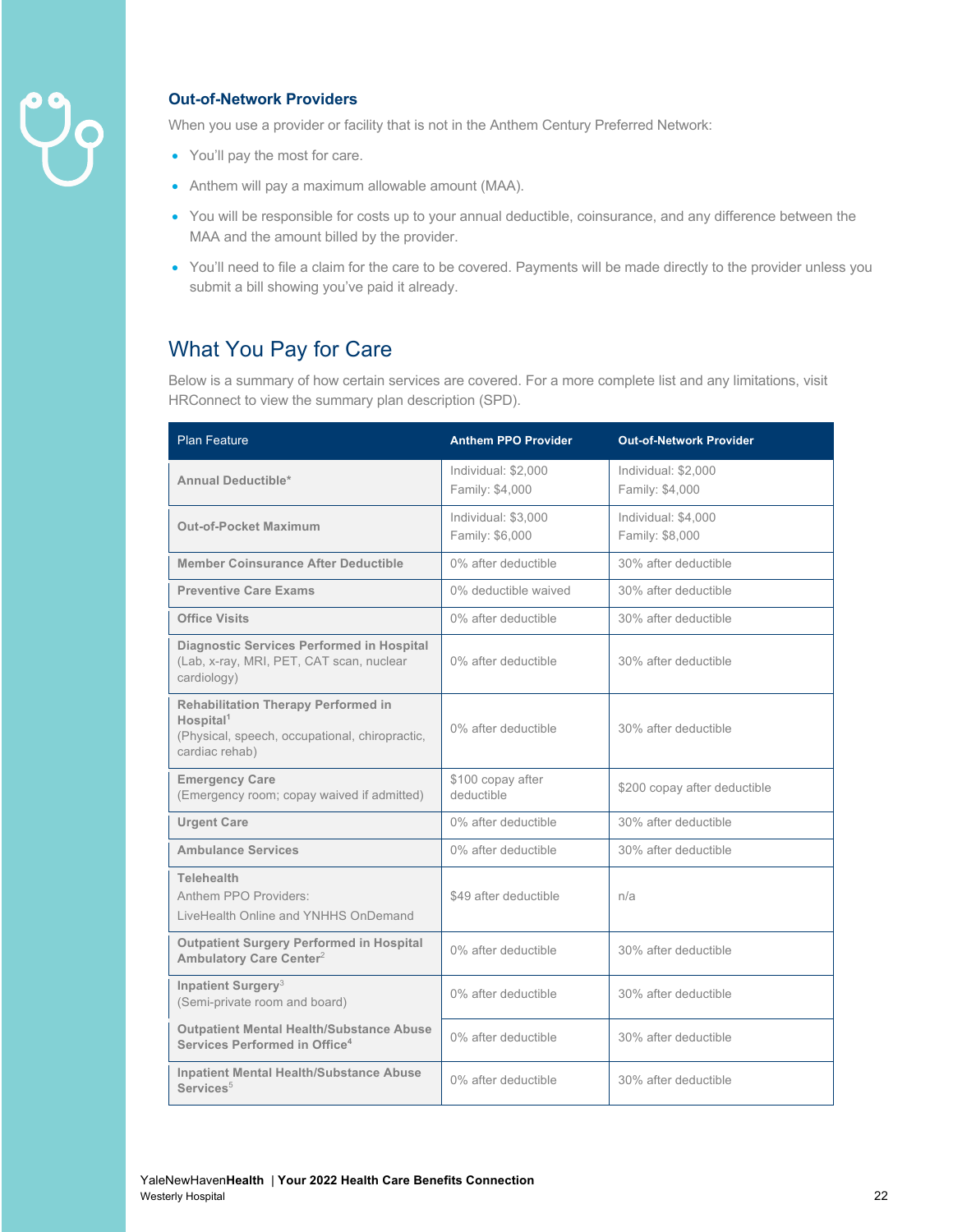### Out-of-Network Providers

When you use a provider or facility that is not in the Anthem Century Preferred Network:

- You'll pay the most for care.
- Anthem will pay a maximum allowable amount (MAA).
- You will be responsible for costs up to your annual deductible, coinsurance, and any difference between the MAA and the amount billed by the provider.
- You'll need to file a claim for the care to be covered. Payments will be made directly to the provider unless you submit a bill showing you've paid it already.

## What You Pay for Care

Below is a summary of how certain services are covered. For a more complete list and any limitations, visit HRConnect to view the summary plan description (SPD).

| Plan Feature | Anthem PPO Provider | Out-of-Network Provider |
|---|---|---|
| **Annual Deductible*** | Individual: $2,000<br>Family: $4,000 | Individual: $2,000<br>Family: $4,000 |
| **Out-of-Pocket Maximum** | Individual: $3,000<br>Family: $6,000 | Individual: $4,000<br>Family: $8,000 |
| **Member Coinsurance After Deductible** | 0% after deductible | 30% after deductible |
| **Preventive Care Exams** | 0% deductible waived | 30% after deductible |
| **Office Visits** | 0% after deductible | 30% after deductible |
| **Diagnostic Services Performed in Hospital** (Lab, x-ray, MRI, PET, CAT scan, nuclear cardiology) | 0% after deductible | 30% after deductible |
| **Rehabilitation Therapy Performed in Hospital**[1] (Physical, speech, occupational, chiropractic, cardiac rehab) | 0% after deductible | 30% after deductible |
| **Emergency Care** (Emergency room; copay waived if admitted) | $100 copay after deductible | $200 copay after deductible |
| **Urgent Care** | 0% after deductible | 30% after deductible |
| **Ambulance Services** | 0% after deductible | 30% after deductible |
| **Telehealth** Anthem PPO Providers: LiveHealth Online and YNHHS OnDemand | $49 after deductible | n/a |
| **Outpatient Surgery Performed in Hospital Ambulatory Care Center**[2] | 0% after deductible | 30% after deductible |
| **Inpatient Surgery**[3] (Semi-private room and board) | 0% after deductible | 30% after deductible |
| **Outpatient Mental Health/Substance Abuse Services Performed in Office**[4] | 0% after deductible | 30% after deductible |
| **Inpatient Mental Health/Substance Abuse Services**[5] | 0% after deductible | 30% after deductible |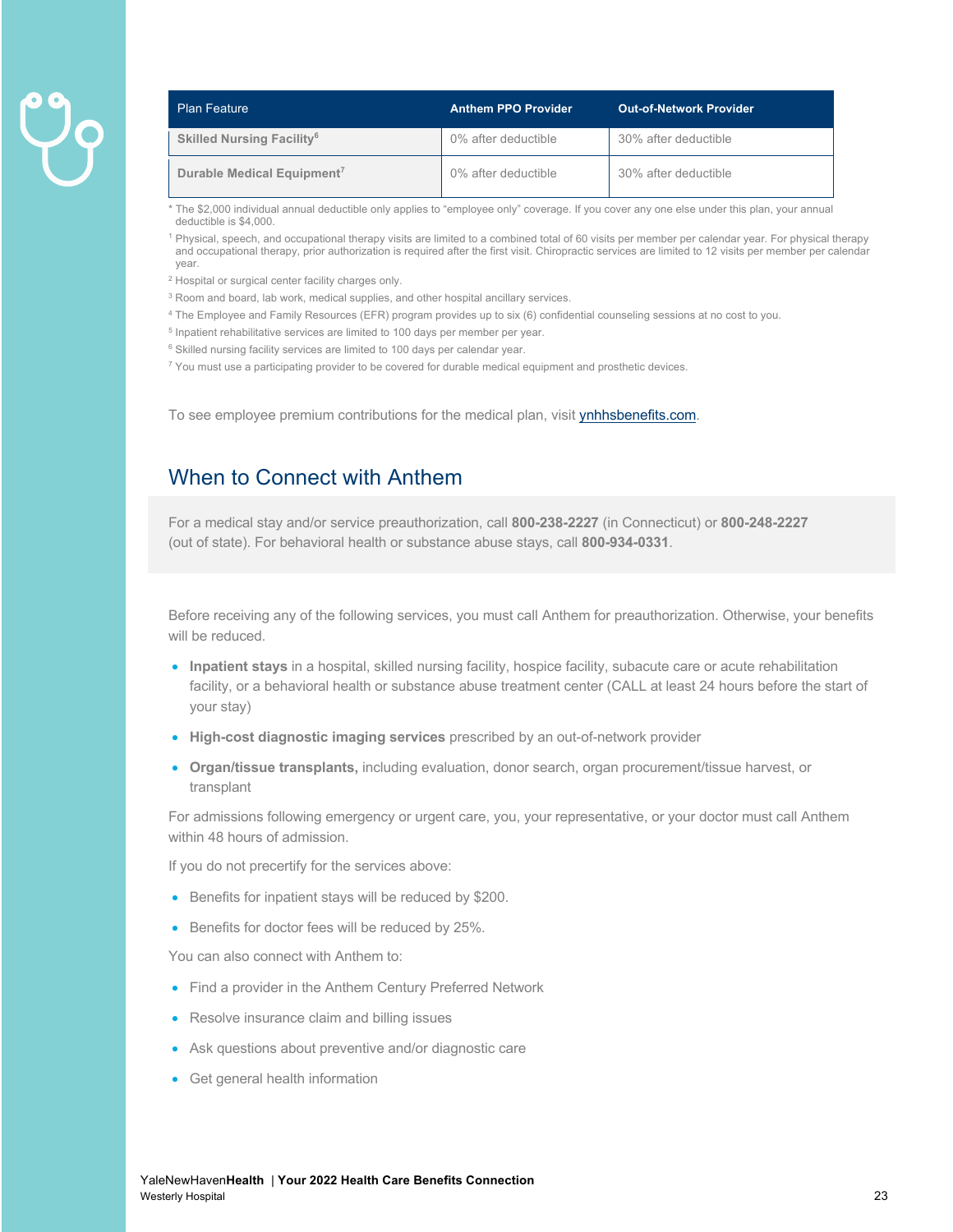| Plan Feature | Anthem PPO Provider | Out-of-Network Provider |
|---|---|---|
| **Skilled Nursing Facility**[6] | 0% after deductible | 30% after deductible |
| **Durable Medical Equipment**[7] | 0% after deductible | 30% after deductible |

* The $2,000 individual annual deductible only applies to "employee only" coverage. If you cover any one else under this plan, your annual deductible is $4,000.

[1] Physical, speech, and occupational therapy visits are limited to a combined total of 60 visits per member per calendar year. For physical therapy and occupational therapy, prior authorization is required after the first visit. Chiropractic services are limited to 12 visits per member per calendar year.

[2] Hospital or surgical center facility charges only.

[3] Room and board, lab work, medical supplies, and other hospital ancillary services.

[4] The Employee and Family Resources (EFR) program provides up to six (6) confidential counseling sessions at no cost to you.

[5] Inpatient rehabilitative services are limited to 100 days per member per year.

[6] Skilled nursing facility services are limited to 100 days per calendar year.

[7] You must use a participating provider to be covered for durable medical equipment and prosthetic devices.

To see employee premium contributions for the medical plan, visit ynhhsbenefits.com.

## When to Connect with Anthem

For a medical stay and/or service preauthorization, call **800-238-2227** (in Connecticut) or **800-248-2227** (out of state). For behavioral health or substance abuse stays, call **800-934-0331**.

Before receiving any of the following services, you must call Anthem for preauthorization. Otherwise, your benefits will be reduced.

- **Inpatient stays** in a hospital, skilled nursing facility, hospice facility, subacute care or acute rehabilitation facility, or a behavioral health or substance abuse treatment center (CALL at least 24 hours before the start of your stay)
- **High-cost diagnostic imaging services** prescribed by an out-of-network provider
- **Organ/tissue transplants,** including evaluation, donor search, organ procurement/tissue harvest, or transplant

For admissions following emergency or urgent care, you, your representative, or your doctor must call Anthem within 48 hours of admission.

If you do not precertify for the services above:

- Benefits for inpatient stays will be reduced by $200.
- Benefits for doctor fees will be reduced by 25%.

You can also connect with Anthem to:

- Find a provider in the Anthem Century Preferred Network
- Resolve insurance claim and billing issues
- Ask questions about preventive and/or diagnostic care
- Get general health information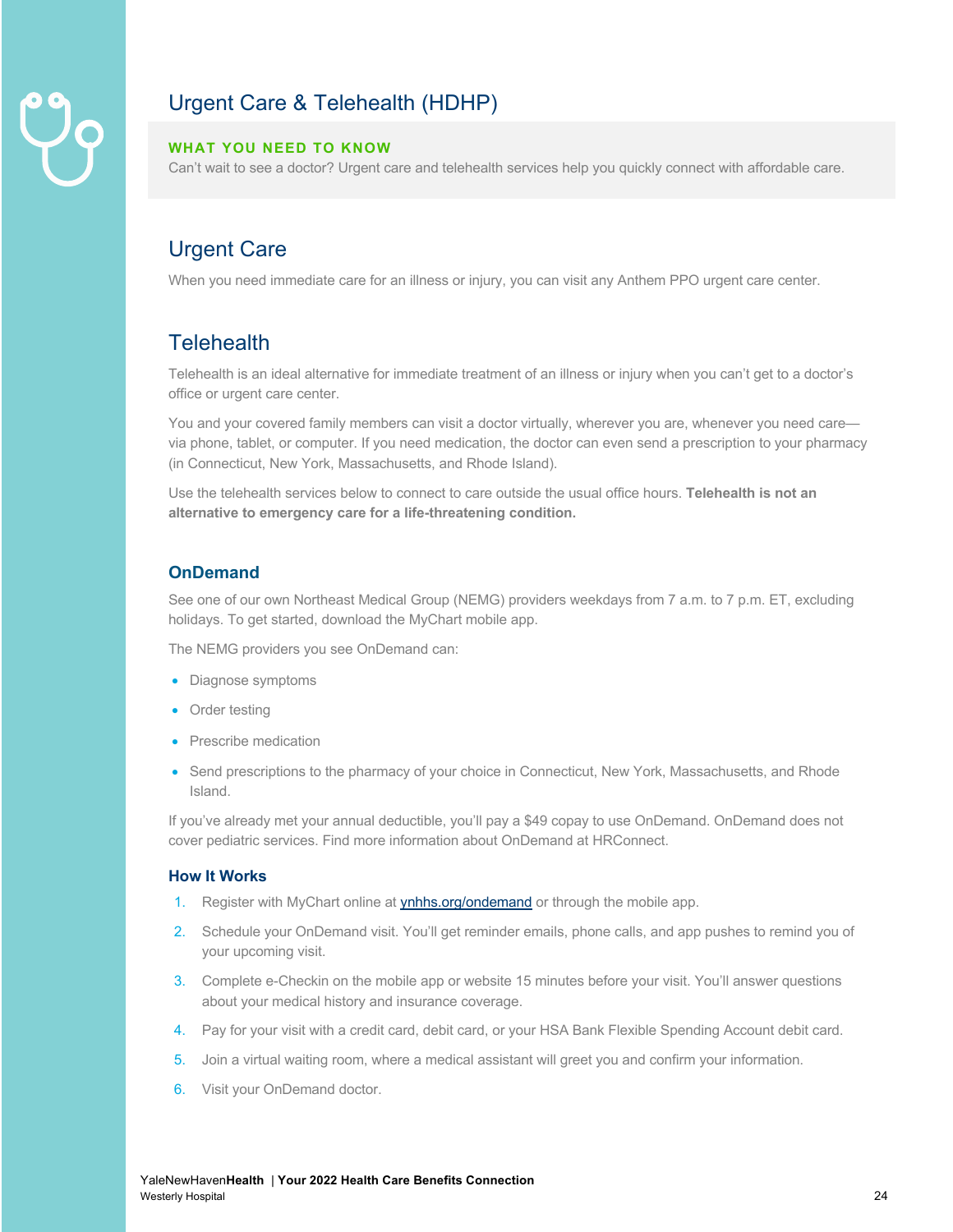# Urgent Care & Telehealth (HDHP)

**WHAT YOU NEED TO KNOW**

Can't wait to see a doctor? Urgent care and telehealth services help you quickly connect with affordable care.

## Urgent Care

When you need immediate care for an illness or injury, you can visit any Anthem PPO urgent care center.

## Telehealth

Telehealth is an ideal alternative for immediate treatment of an illness or injury when you can't get to a doctor's office or urgent care center.

You and your covered family members can visit a doctor virtually, wherever you are, whenever you need care—via phone, tablet, or computer. If you need medication, the doctor can even send a prescription to your pharmacy (in Connecticut, New York, Massachusetts, and Rhode Island).

Use the telehealth services below to connect to care outside the usual office hours. **Telehealth is not an alternative to emergency care for a life-threatening condition.**

### OnDemand

See one of our own Northeast Medical Group (NEMG) providers weekdays from 7 a.m. to 7 p.m. ET, excluding holidays. To get started, download the MyChart mobile app.

The NEMG providers you see OnDemand can:

- Diagnose symptoms
- Order testing
- Prescribe medication
- Send prescriptions to the pharmacy of your choice in Connecticut, New York, Massachusetts, and Rhode Island.

If you've already met your annual deductible, you'll pay a $49 copay to use OnDemand. OnDemand does not cover pediatric services. Find more information about OnDemand at HRConnect.

#### How It Works

1. Register with MyChart online at ynhhs.org/ondemand or through the mobile app.
2. Schedule your OnDemand visit. You'll get reminder emails, phone calls, and app pushes to remind you of your upcoming visit.
3. Complete e-Checkin on the mobile app or website 15 minutes before your visit. You'll answer questions about your medical history and insurance coverage.
4. Pay for your visit with a credit card, debit card, or your HSA Bank Flexible Spending Account debit card.
5. Join a virtual waiting room, where a medical assistant will greet you and confirm your information.
6. Visit your OnDemand doctor.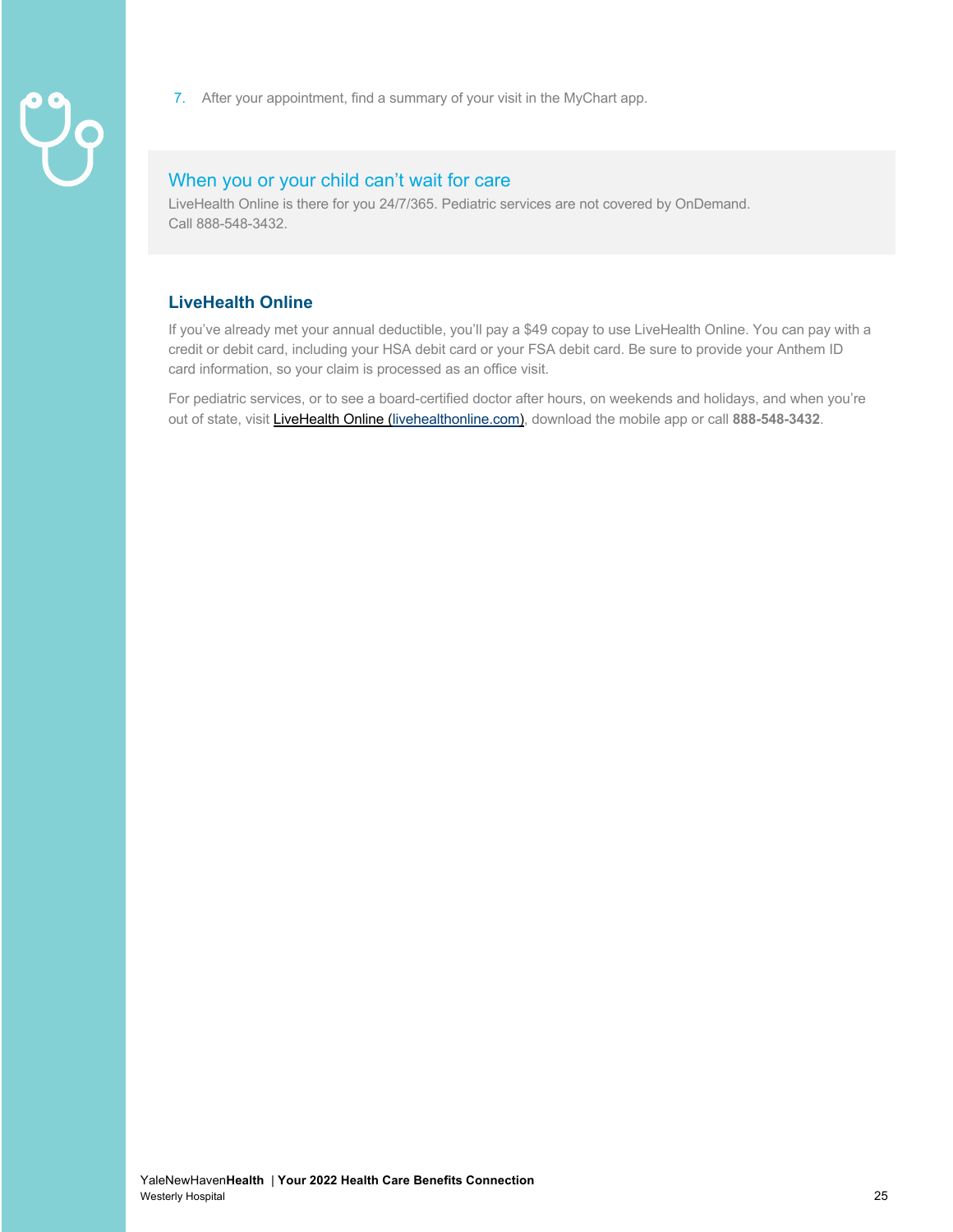7. After your appointment, find a summary of your visit in the MyChart app.

## When you or your child can't wait for care

LiveHealth Online is there for you 24/7/365. Pediatric services are not covered by OnDemand. Call 888-548-3432.

### LiveHealth Online

If you've already met your annual deductible, you'll pay a $49 copay to use LiveHealth Online. You can pay with a credit or debit card, including your HSA debit card or your FSA debit card. Be sure to provide your Anthem ID card information, so your claim is processed as an office visit.

For pediatric services, or to see a board-certified doctor after hours, on weekends and holidays, and when you're out of state, visit LiveHealth Online (livehealthonline.com), download the mobile app or call **888-548-3432**.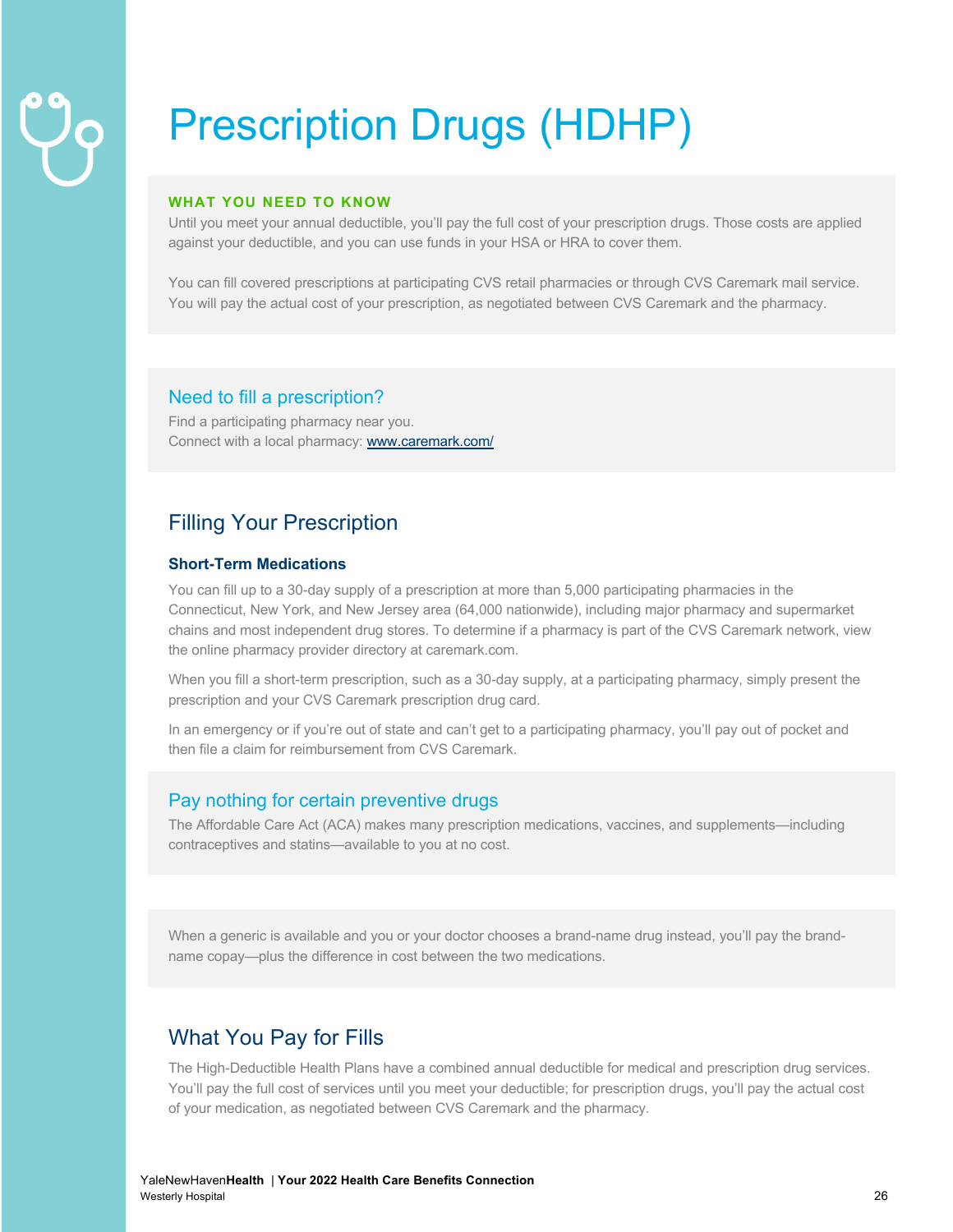# Prescription Drugs (HDHP)

**WHAT YOU NEED TO KNOW**

Until you meet your annual deductible, you'll pay the full cost of your prescription drugs. Those costs are applied against your deductible, and you can use funds in your HSA or HRA to cover them.

You can fill covered prescriptions at participating CVS retail pharmacies or through CVS Caremark mail service. You will pay the actual cost of your prescription, as negotiated between CVS Caremark and the pharmacy.

### Need to fill a prescription?

Find a participating pharmacy near you.
Connect with a local pharmacy: [www.caremark.com/](www.caremark.com/)

## Filling Your Prescription

### Short-Term Medications

You can fill up to a 30-day supply of a prescription at more than 5,000 participating pharmacies in the Connecticut, New York, and New Jersey area (64,000 nationwide), including major pharmacy and supermarket chains and most independent drug stores. To determine if a pharmacy is part of the CVS Caremark network, view the online pharmacy provider directory at caremark.com.

When you fill a short-term prescription, such as a 30-day supply, at a participating pharmacy, simply present the prescription and your CVS Caremark prescription drug card.

In an emergency or if you're out of state and can't get to a participating pharmacy, you'll pay out of pocket and then file a claim for reimbursement from CVS Caremark.

### Pay nothing for certain preventive drugs

The Affordable Care Act (ACA) makes many prescription medications, vaccines, and supplements—including contraceptives and statins—available to you at no cost.

When a generic is available and you or your doctor chooses a brand-name drug instead, you'll pay the brand-name copay—plus the difference in cost between the two medications.

## What You Pay for Fills

The High-Deductible Health Plans have a combined annual deductible for medical and prescription drug services. You'll pay the full cost of services until you meet your deductible; for prescription drugs, you'll pay the actual cost of your medication, as negotiated between CVS Caremark and the pharmacy.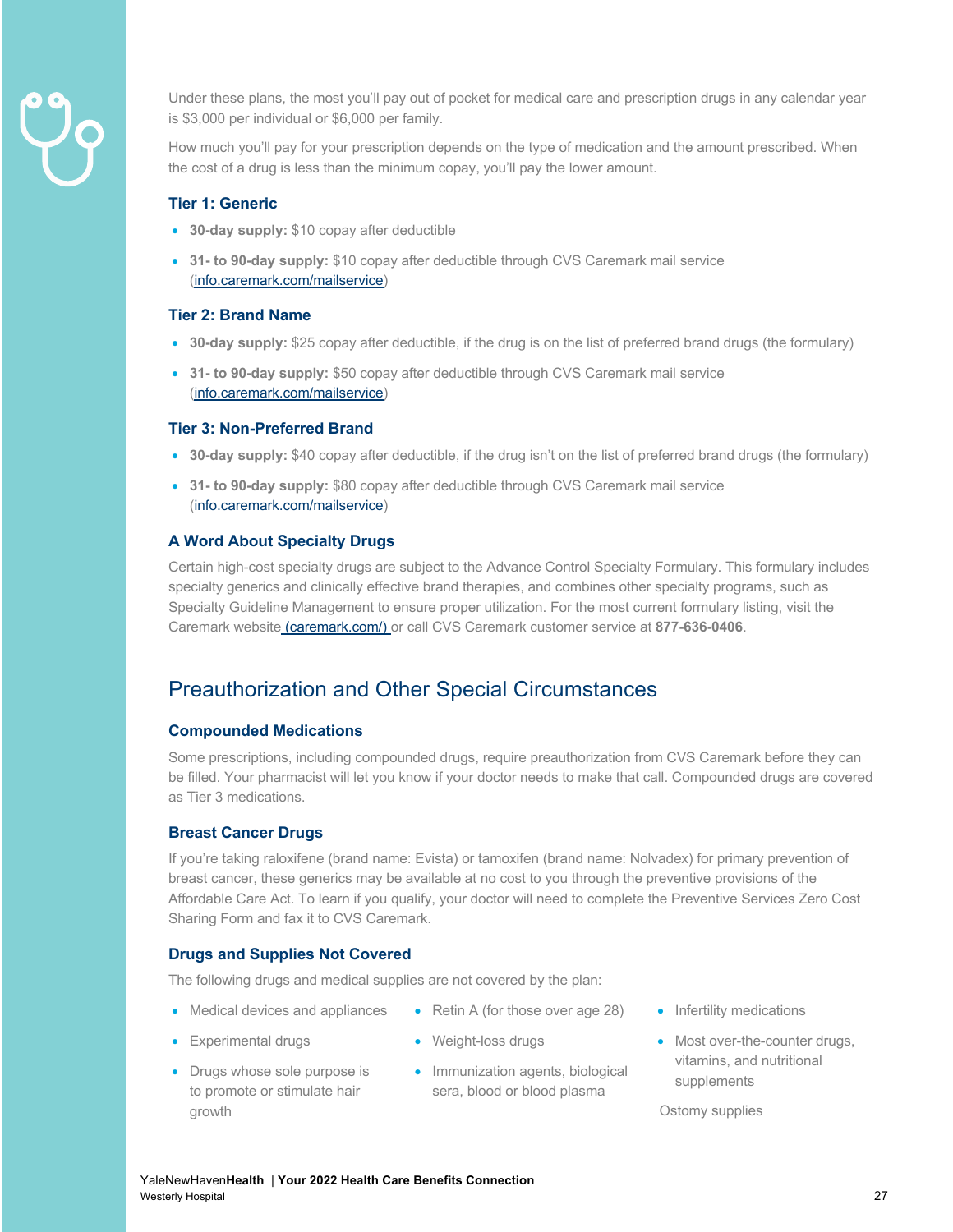Under these plans, the most you'll pay out of pocket for medical care and prescription drugs in any calendar year is $3,000 per individual or $6,000 per family.

How much you'll pay for your prescription depends on the type of medication and the amount prescribed. When the cost of a drug is less than the minimum copay, you'll pay the lower amount.

### Tier 1: Generic

- **30-day supply:** $10 copay after deductible
- **31- to 90-day supply:** $10 copay after deductible through CVS Caremark mail service (info.caremark.com/mailservice)

### Tier 2: Brand Name

- **30-day supply:** $25 copay after deductible, if the drug is on the list of preferred brand drugs (the formulary)
- **31- to 90-day supply:** $50 copay after deductible through CVS Caremark mail service (info.caremark.com/mailservice)

### Tier 3: Non-Preferred Brand

- **30-day supply:** $40 copay after deductible, if the drug isn't on the list of preferred brand drugs (the formulary)
- **31- to 90-day supply:** $80 copay after deductible through CVS Caremark mail service (info.caremark.com/mailservice)

### A Word About Specialty Drugs

Certain high-cost specialty drugs are subject to the Advance Control Specialty Formulary. This formulary includes specialty generics and clinically effective brand therapies, and combines other specialty programs, such as Specialty Guideline Management to ensure proper utilization. For the most current formulary listing, visit the Caremark website (caremark.com/) or call CVS Caremark customer service at **877-636-0406**.

## Preauthorization and Other Special Circumstances

### Compounded Medications

Some prescriptions, including compounded drugs, require preauthorization from CVS Caremark before they can be filled. Your pharmacist will let you know if your doctor needs to make that call. Compounded drugs are covered as Tier 3 medications.

### Breast Cancer Drugs

If you're taking raloxifene (brand name: Evista) or tamoxifen (brand name: Nolvadex) for primary prevention of breast cancer, these generics may be available at no cost to you through the preventive provisions of the Affordable Care Act. To learn if you qualify, your doctor will need to complete the Preventive Services Zero Cost Sharing Form and fax it to CVS Caremark.

### Drugs and Supplies Not Covered

The following drugs and medical supplies are not covered by the plan:

- Medical devices and appliances
- Experimental drugs
- Drugs whose sole purpose is to promote or stimulate hair growth
- Retin A (for those over age 28)
- Weight-loss drugs
- Immunization agents, biological sera, blood or blood plasma
- Infertility medications
- Most over-the-counter drugs, vitamins, and nutritional supplements

Ostomy supplies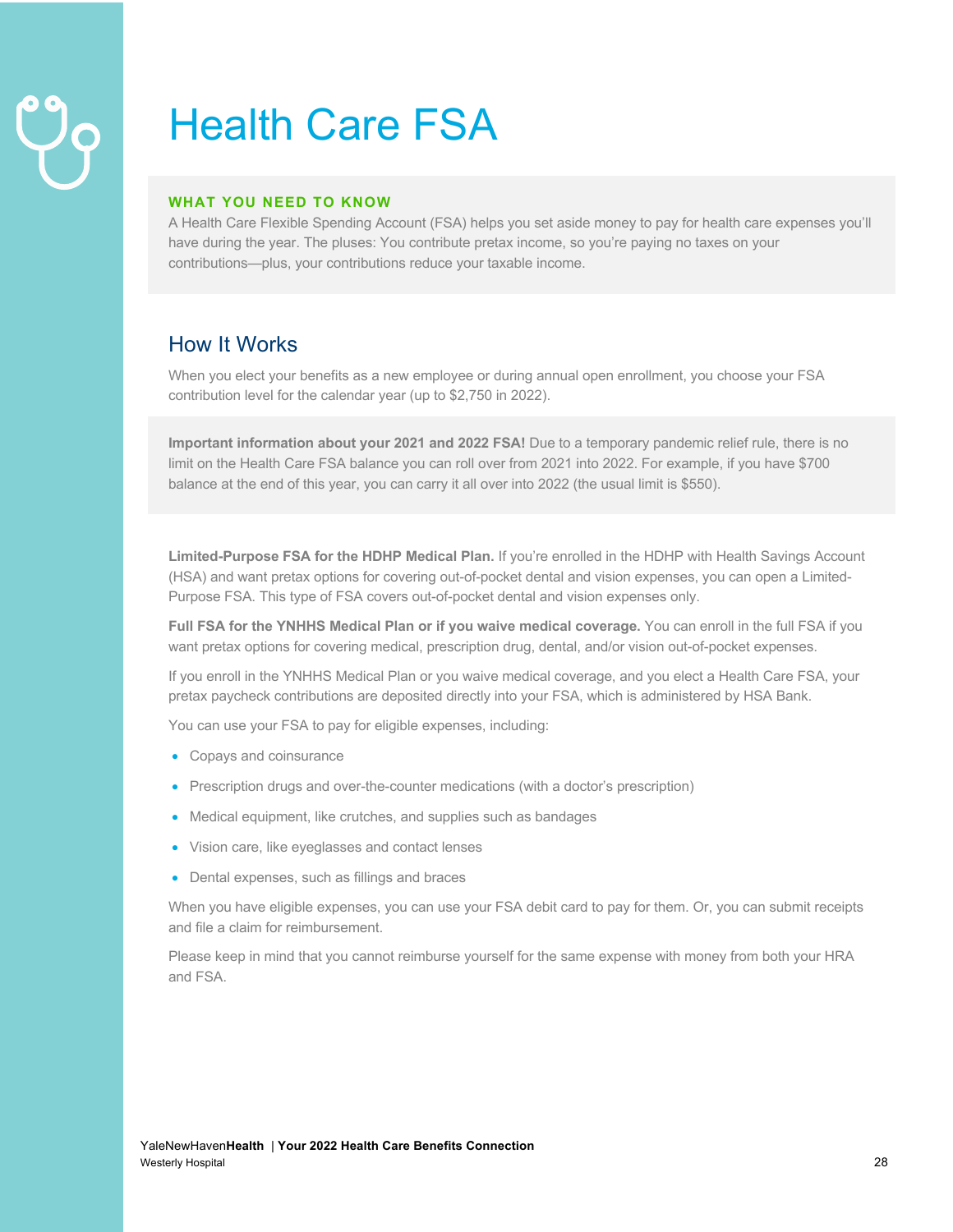# Health Care FSA

**WHAT YOU NEED TO KNOW**

A Health Care Flexible Spending Account (FSA) helps you set aside money to pay for health care expenses you'll have during the year. The pluses: You contribute pretax income, so you're paying no taxes on your contributions—plus, your contributions reduce your taxable income.

## How It Works

When you elect your benefits as a new employee or during annual open enrollment, you choose your FSA contribution level for the calendar year (up to $2,750 in 2022).

**Important information about your 2021 and 2022 FSA!** Due to a temporary pandemic relief rule, there is no limit on the Health Care FSA balance you can roll over from 2021 into 2022. For example, if you have $700 balance at the end of this year, you can carry it all over into 2022 (the usual limit is $550).

**Limited-Purpose FSA for the HDHP Medical Plan.** If you're enrolled in the HDHP with Health Savings Account (HSA) and want pretax options for covering out-of-pocket dental and vision expenses, you can open a Limited-Purpose FSA. This type of FSA covers out-of-pocket dental and vision expenses only.

**Full FSA for the YNHHS Medical Plan or if you waive medical coverage.** You can enroll in the full FSA if you want pretax options for covering medical, prescription drug, dental, and/or vision out-of-pocket expenses.

If you enroll in the YNHHS Medical Plan or you waive medical coverage, and you elect a Health Care FSA, your pretax paycheck contributions are deposited directly into your FSA, which is administered by HSA Bank.

You can use your FSA to pay for eligible expenses, including:

- Copays and coinsurance
- Prescription drugs and over-the-counter medications (with a doctor's prescription)
- Medical equipment, like crutches, and supplies such as bandages
- Vision care, like eyeglasses and contact lenses
- Dental expenses, such as fillings and braces

When you have eligible expenses, you can use your FSA debit card to pay for them. Or, you can submit receipts and file a claim for reimbursement.

Please keep in mind that you cannot reimburse yourself for the same expense with money from both your HRA and FSA.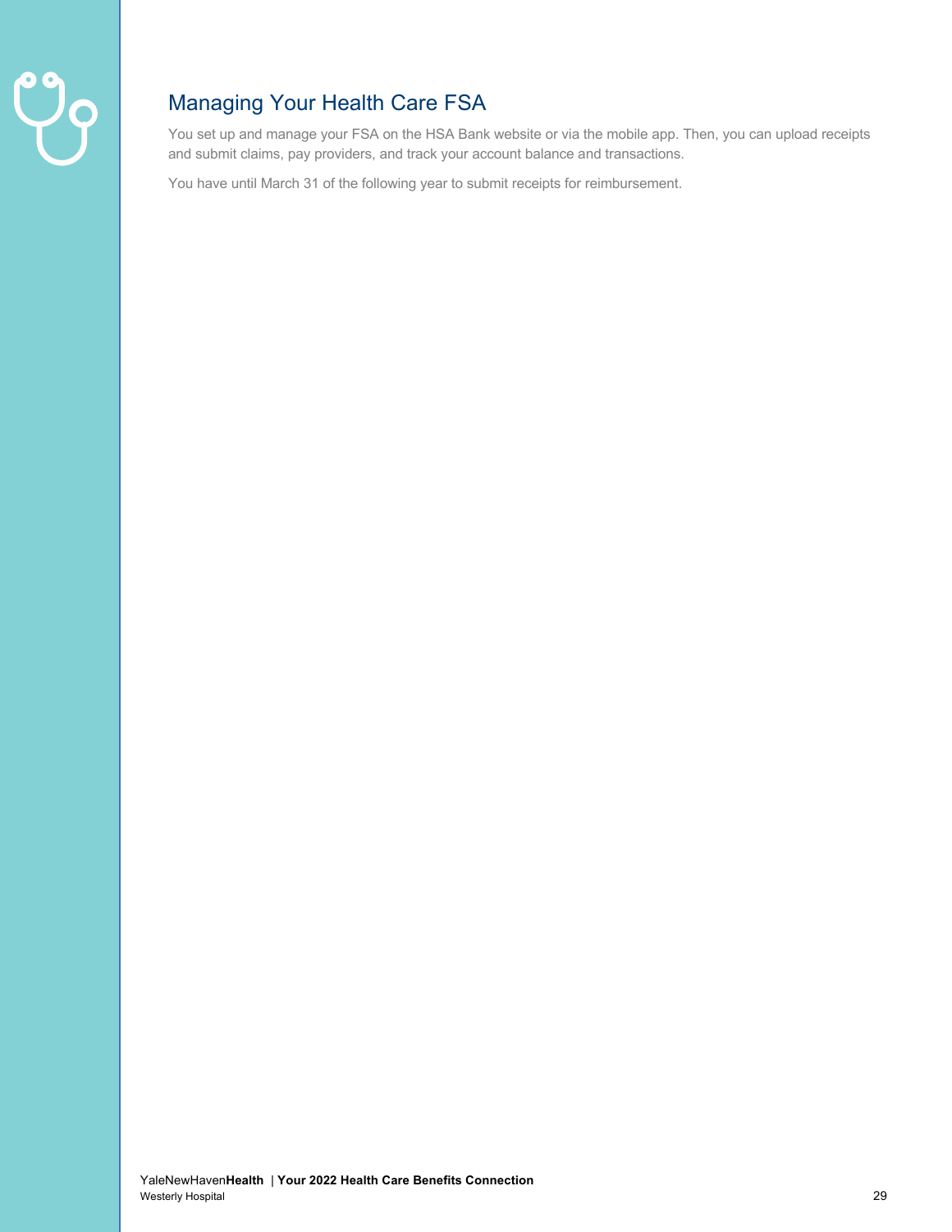## Managing Your Health Care FSA

You set up and manage your FSA on the HSA Bank website or via the mobile app. Then, you can upload receipts and submit claims, pay providers, and track your account balance and transactions.

You have until March 31 of the following year to submit receipts for reimbursement.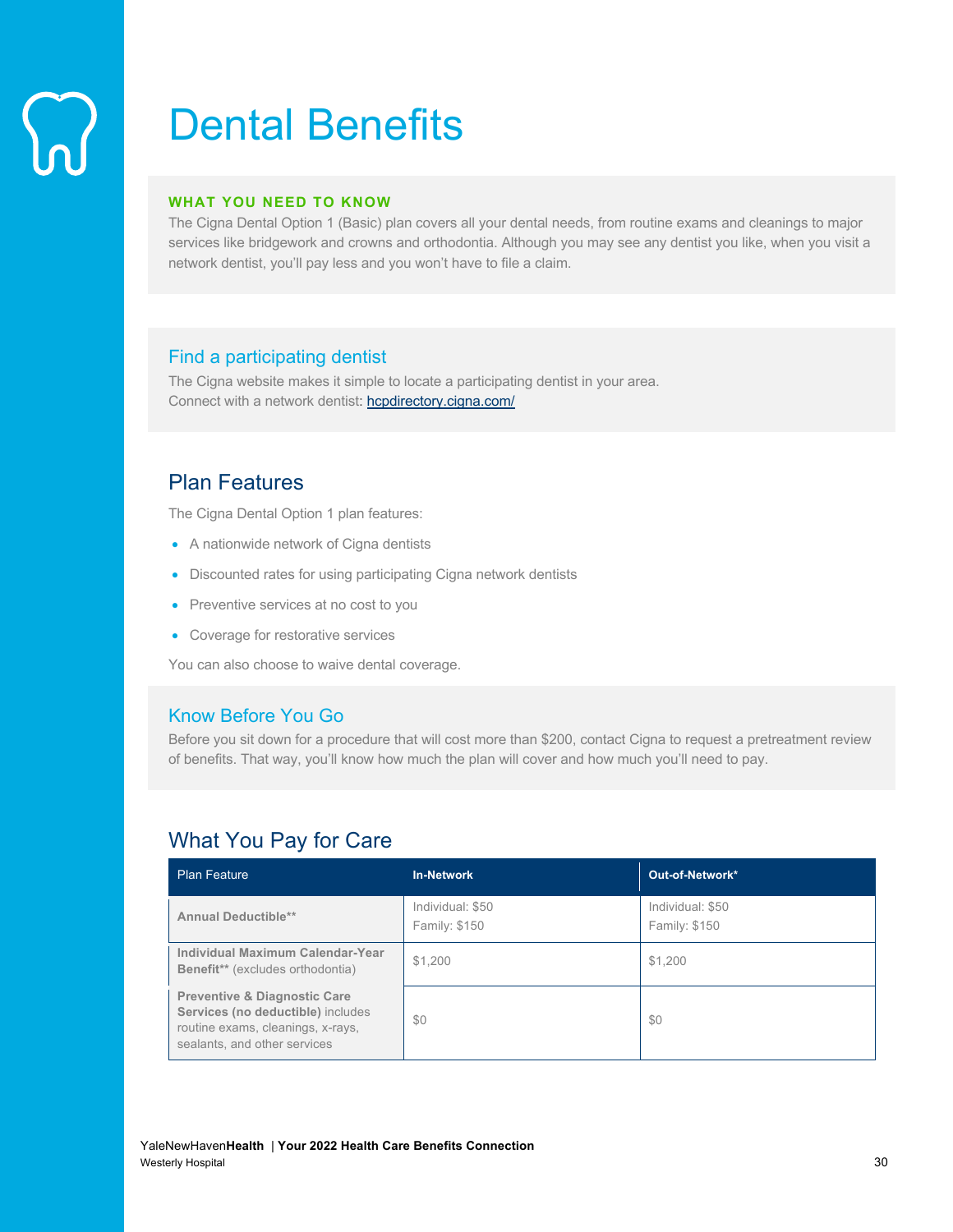# Dental Benefits

**WHAT YOU NEED TO KNOW**

The Cigna Dental Option 1 (Basic) plan covers all your dental needs, from routine exams and cleanings to major services like bridgework and crowns and orthodontia. Although you may see any dentist you like, when you visit a network dentist, you'll pay less and you won't have to file a claim.

### Find a participating dentist

The Cigna website makes it simple to locate a participating dentist in your area.
Connect with a network dentist: [hcpdirectory.cigna.com/](hcpdirectory.cigna.com/)

## Plan Features

The Cigna Dental Option 1 plan features:

- A nationwide network of Cigna dentists
- Discounted rates for using participating Cigna network dentists
- Preventive services at no cost to you
- Coverage for restorative services

You can also choose to waive dental coverage.

### Know Before You Go

Before you sit down for a procedure that will cost more than $200, contact Cigna to request a pretreatment review of benefits. That way, you'll know how much the plan will cover and how much you'll need to pay.

## What You Pay for Care

| Plan Feature | In-Network | Out-of-Network* |
|---|---|---|
| **Annual Deductible**** | Individual: $50<br>Family: $150 | Individual: $50<br>Family: $150 |
| **Individual Maximum Calendar-Year Benefit**** (excludes orthodontia) | $1,200 | $1,200 |
| **Preventive & Diagnostic Care Services (no deductible)** includes routine exams, cleanings, x-rays, sealants, and other services | $0 | $0 |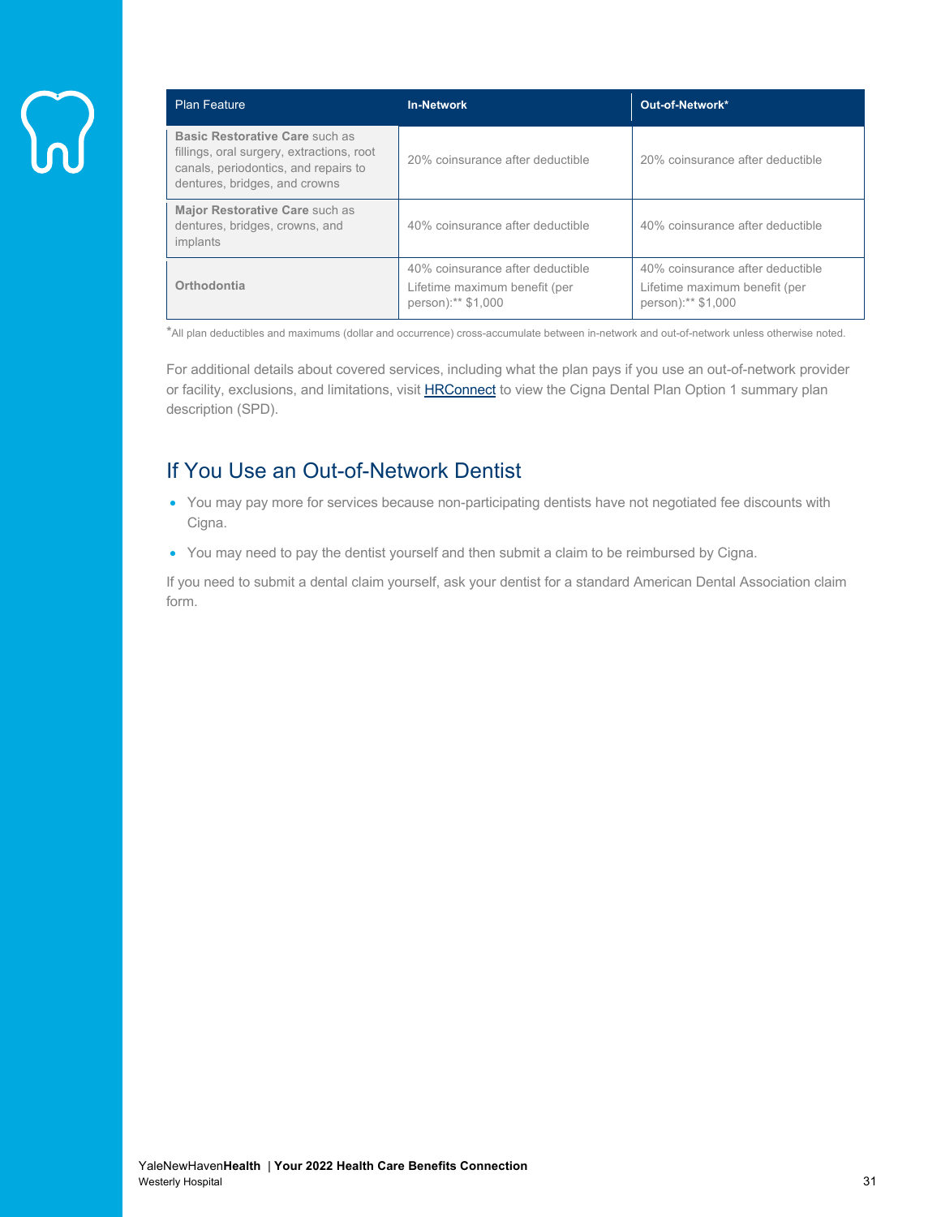| Plan Feature | In-Network | Out-of-Network* |
|---|---|---|
| **Basic Restorative Care** such as fillings, oral surgery, extractions, root canals, periodontics, and repairs to dentures, bridges, and crowns | 20% coinsurance after deductible | 20% coinsurance after deductible |
| **Major Restorative Care** such as dentures, bridges, crowns, and implants | 40% coinsurance after deductible | 40% coinsurance after deductible |
| **Orthodontia** | 40% coinsurance after deductible<br>Lifetime maximum benefit (per person):** $1,000 | 40% coinsurance after deductible<br>Lifetime maximum benefit (per person):** $1,000 |

*All plan deductibles and maximums (dollar and occurrence) cross-accumulate between in-network and out-of-network unless otherwise noted.

For additional details about covered services, including what the plan pays if you use an out-of-network provider or facility, exclusions, and limitations, visit HRConnect to view the Cigna Dental Plan Option 1 summary plan description (SPD).

## If You Use an Out-of-Network Dentist

- You may pay more for services because non-participating dentists have not negotiated fee discounts with Cigna.
- You may need to pay the dentist yourself and then submit a claim to be reimbursed by Cigna.

If you need to submit a dental claim yourself, ask your dentist for a standard American Dental Association claim form.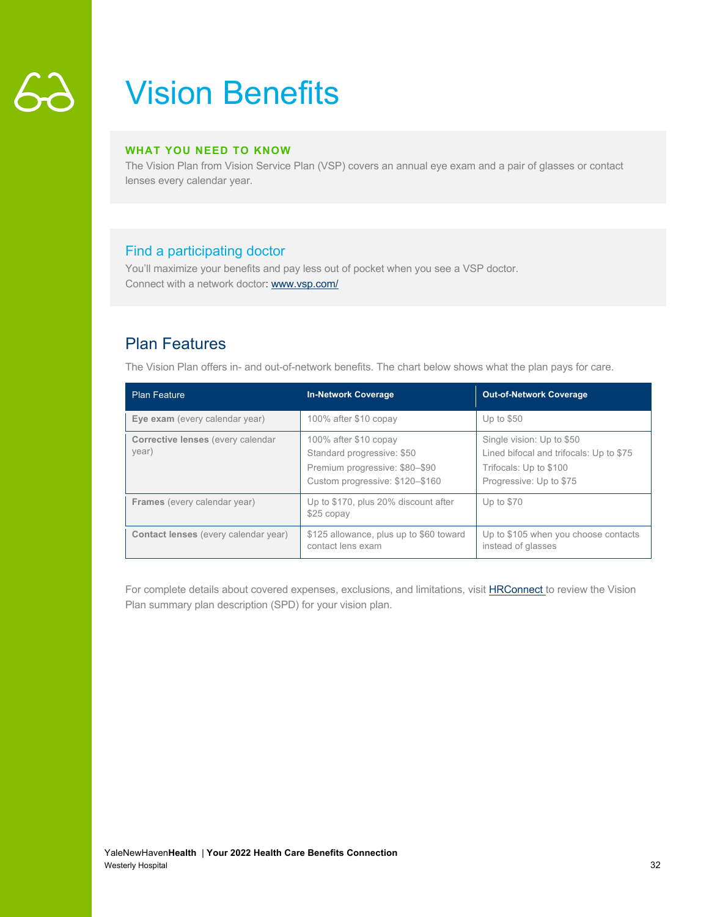# Vision Benefits

**WHAT YOU NEED TO KNOW**

The Vision Plan from Vision Service Plan (VSP) covers an annual eye exam and a pair of glasses or contact lenses every calendar year.

## Find a participating doctor

You'll maximize your benefits and pay less out of pocket when you see a VSP doctor.
Connect with a network doctor: [www.vsp.com/](www.vsp.com/)

## Plan Features

The Vision Plan offers in- and out-of-network benefits. The chart below shows what the plan pays for care.

| Plan Feature | In-Network Coverage | Out-of-Network Coverage |
|---|---|---|
| **Eye exam** (every calendar year) | 100% after $10 copay | Up to $50 |
| **Corrective lenses** (every calendar year) | 100% after $10 copay<br>Standard progressive: $50<br>Premium progressive: $80–$90<br>Custom progressive: $120–$160 | Single vision: Up to $50<br>Lined bifocal and trifocals: Up to $75<br>Trifocals: Up to $100<br>Progressive: Up to $75 |
| **Frames** (every calendar year) | Up to $170, plus 20% discount after $25 copay | Up to $70 |
| **Contact lenses** (every calendar year) | $125 allowance, plus up to $60 toward contact lens exam | Up to $105 when you choose contacts instead of glasses |

For complete details about covered expenses, exclusions, and limitations, visit HRConnect to review the Vision Plan summary plan description (SPD) for your vision plan.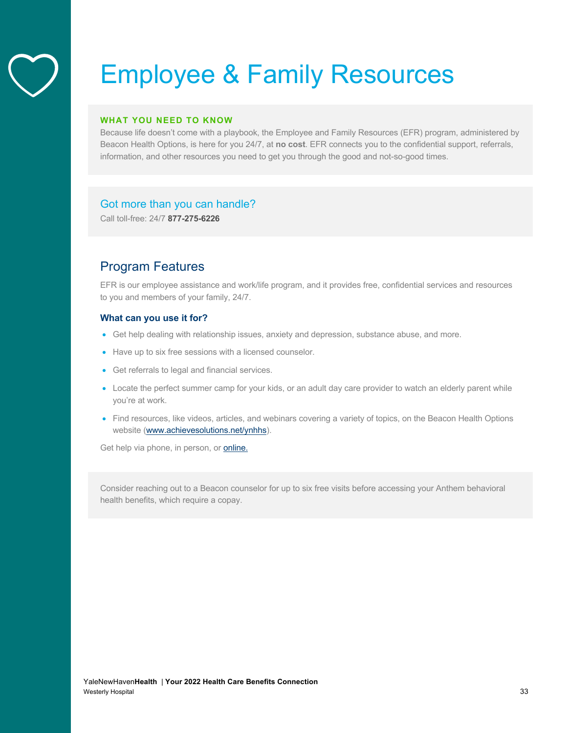# Employee & Family Resources

**WHAT YOU NEED TO KNOW**

Because life doesn't come with a playbook, the Employee and Family Resources (EFR) program, administered by Beacon Health Options, is here for you 24/7, at **no cost**. EFR connects you to the confidential support, referrals, information, and other resources you need to get you through the good and not-so-good times.

### Got more than you can handle?

Call toll-free: 24/7 **877-275-6226**

## Program Features

EFR is our employee assistance and work/life program, and it provides free, confidential services and resources to you and members of your family, 24/7.

### What can you use it for?

- Get help dealing with relationship issues, anxiety and depression, substance abuse, and more.
- Have up to six free sessions with a licensed counselor.
- Get referrals to legal and financial services.
- Locate the perfect summer camp for your kids, or an adult day care provider to watch an elderly parent while you're at work.
- Find resources, like videos, articles, and webinars covering a variety of topics, on the Beacon Health Options website (www.achievesolutions.net/ynhhs).

Get help via phone, in person, or online.

Consider reaching out to a Beacon counselor for up to six free visits before accessing your Anthem behavioral health benefits, which require a copay.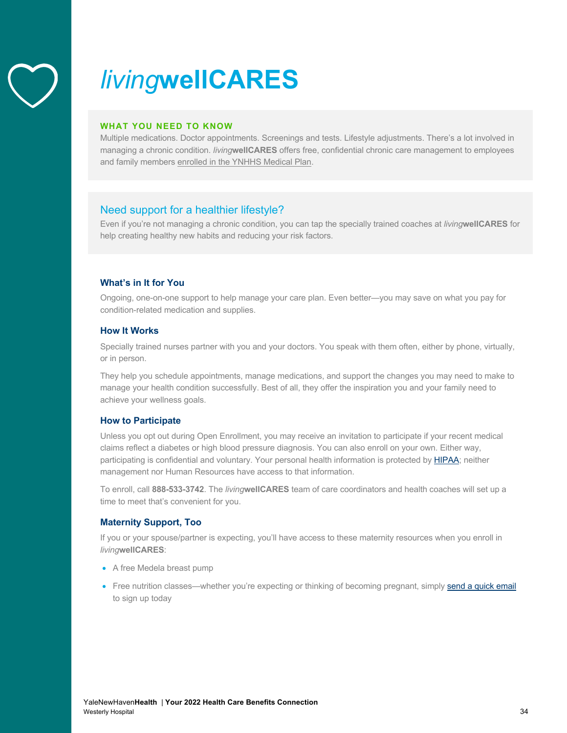# *living*wellCARES

**WHAT YOU NEED TO KNOW**

Multiple medications. Doctor appointments. Screenings and tests. Lifestyle adjustments. There's a lot involved in managing a chronic condition. *living***wellCARES** offers free, confidential chronic care management to employees and family members enrolled in the YNHHS Medical Plan.

## Need support for a healthier lifestyle?

Even if you're not managing a chronic condition, you can tap the specially trained coaches at *living***wellCARES** for help creating healthy new habits and reducing your risk factors.

### What's in It for You

Ongoing, one-on-one support to help manage your care plan. Even better—you may save on what you pay for condition-related medication and supplies.

### How It Works

Specially trained nurses partner with you and your doctors. You speak with them often, either by phone, virtually, or in person.

They help you schedule appointments, manage medications, and support the changes you may need to make to manage your health condition successfully. Best of all, they offer the inspiration you and your family need to achieve your wellness goals.

### How to Participate

Unless you opt out during Open Enrollment, you may receive an invitation to participate if your recent medical claims reflect a diabetes or high blood pressure diagnosis. You can also enroll on your own. Either way, participating is confidential and voluntary. Your personal health information is protected by HIPAA; neither management nor Human Resources have access to that information.

To enroll, call **888-533-3742**. The *living***wellCARES** team of care coordinators and health coaches will set up a time to meet that's convenient for you.

### Maternity Support, Too

If you or your spouse/partner is expecting, you'll have access to these maternity resources when you enroll in *living***wellCARES**:

- A free Medela breast pump
- Free nutrition classes—whether you're expecting or thinking of becoming pregnant, simply send a quick email to sign up today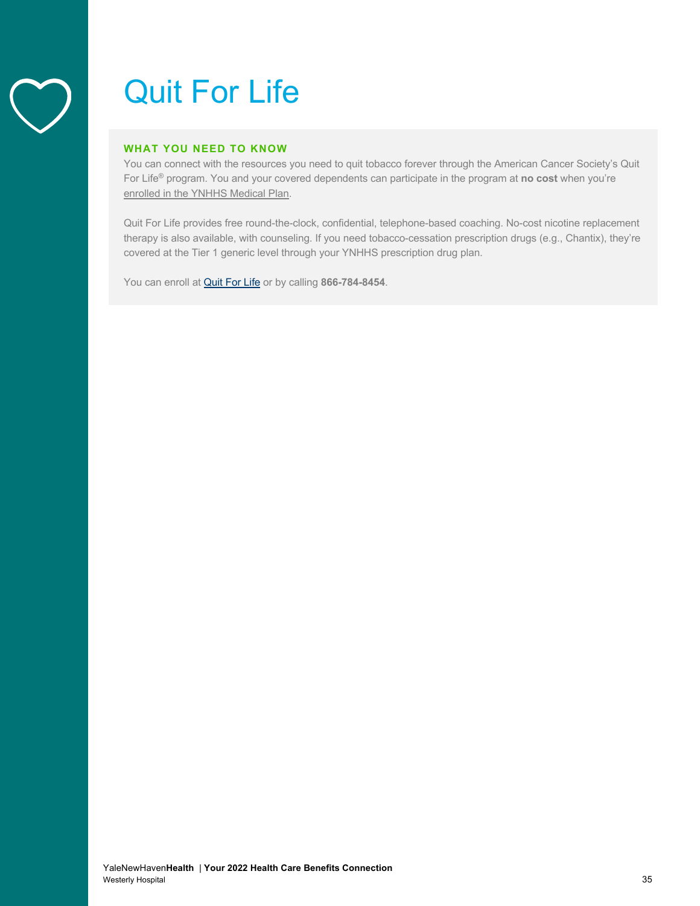# Quit For Life

**WHAT YOU NEED TO KNOW**

You can connect with the resources you need to quit tobacco forever through the American Cancer Society's Quit For Life® program. You and your covered dependents can participate in the program at **no cost** when you're enrolled in the YNHHS Medical Plan.

Quit For Life provides free round-the-clock, confidential, telephone-based coaching. No-cost nicotine replacement therapy is also available, with counseling. If you need tobacco-cessation prescription drugs (e.g., Chantix), they're covered at the Tier 1 generic level through your YNHHS prescription drug plan.

You can enroll at Quit For Life or by calling **866-784-8454**.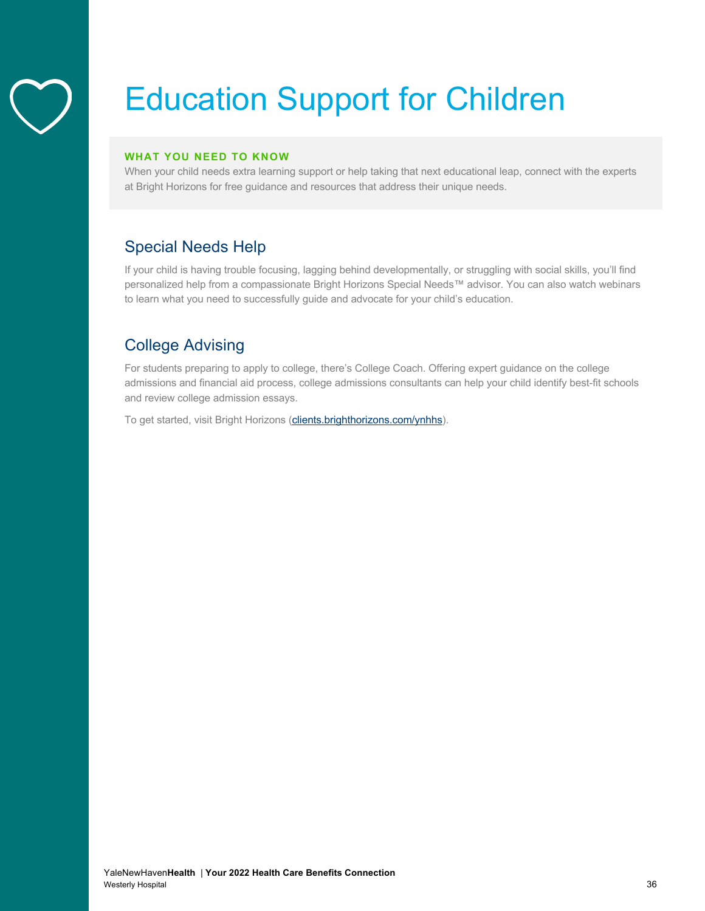# Education Support for Children

**WHAT YOU NEED TO KNOW**

When your child needs extra learning support or help taking that next educational leap, connect with the experts at Bright Horizons for free guidance and resources that address their unique needs.

## Special Needs Help

If your child is having trouble focusing, lagging behind developmentally, or struggling with social skills, you'll find personalized help from a compassionate Bright Horizons Special Needs™ advisor. You can also watch webinars to learn what you need to successfully guide and advocate for your child's education.

## College Advising

For students preparing to apply to college, there's College Coach. Offering expert guidance on the college admissions and financial aid process, college admissions consultants can help your child identify best-fit schools and review college admission essays.

To get started, visit Bright Horizons (clients.brighthorizons.com/ynhhs).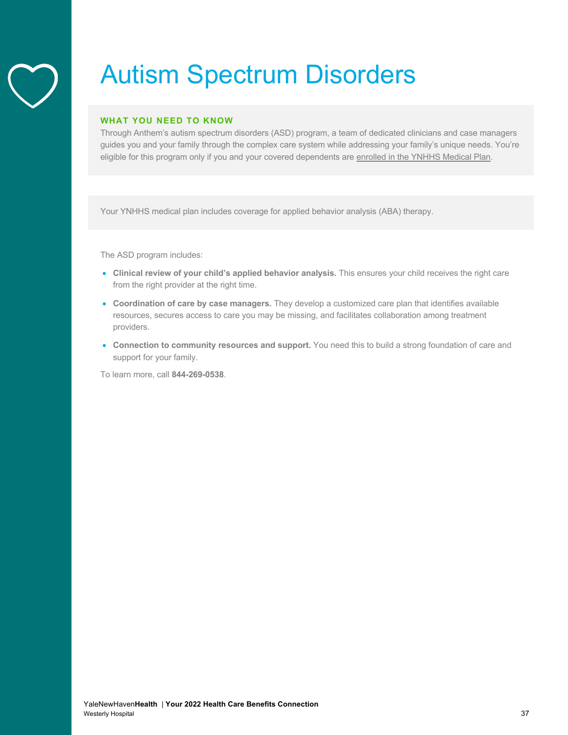# Autism Spectrum Disorders

**WHAT YOU NEED TO KNOW**

Through Anthem's autism spectrum disorders (ASD) program, a team of dedicated clinicians and case managers guides you and your family through the complex care system while addressing your family's unique needs. You're eligible for this program only if you and your covered dependents are enrolled in the YNHHS Medical Plan.

Your YNHHS medical plan includes coverage for applied behavior analysis (ABA) therapy.

The ASD program includes:

- **Clinical review of your child's applied behavior analysis.** This ensures your child receives the right care from the right provider at the right time.
- **Coordination of care by case managers.** They develop a customized care plan that identifies available resources, secures access to care you may be missing, and facilitates collaboration among treatment providers.
- **Connection to community resources and support.** You need this to build a strong foundation of care and support for your family.

To learn more, call **844-269-0538**.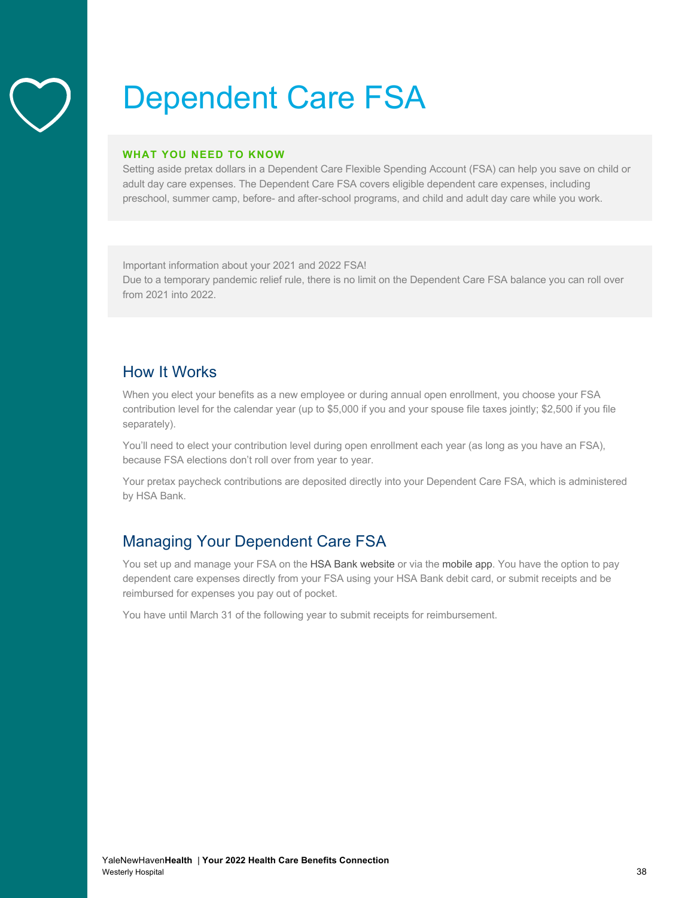# Dependent Care FSA

**WHAT YOU NEED TO KNOW**

Setting aside pretax dollars in a Dependent Care Flexible Spending Account (FSA) can help you save on child or adult day care expenses. The Dependent Care FSA covers eligible dependent care expenses, including preschool, summer camp, before- and after-school programs, and child and adult day care while you work.

Important information about your 2021 and 2022 FSA!
Due to a temporary pandemic relief rule, there is no limit on the Dependent Care FSA balance you can roll over from 2021 into 2022.

## How It Works

When you elect your benefits as a new employee or during annual open enrollment, you choose your FSA contribution level for the calendar year (up to $5,000 if you and your spouse file taxes jointly; $2,500 if you file separately).

You'll need to elect your contribution level during open enrollment each year (as long as you have an FSA), because FSA elections don't roll over from year to year.

Your pretax paycheck contributions are deposited directly into your Dependent Care FSA, which is administered by HSA Bank.

## Managing Your Dependent Care FSA

You set up and manage your FSA on the HSA Bank website or via the mobile app. You have the option to pay dependent care expenses directly from your FSA using your HSA Bank debit card, or submit receipts and be reimbursed for expenses you pay out of pocket.

You have until March 31 of the following year to submit receipts for reimbursement.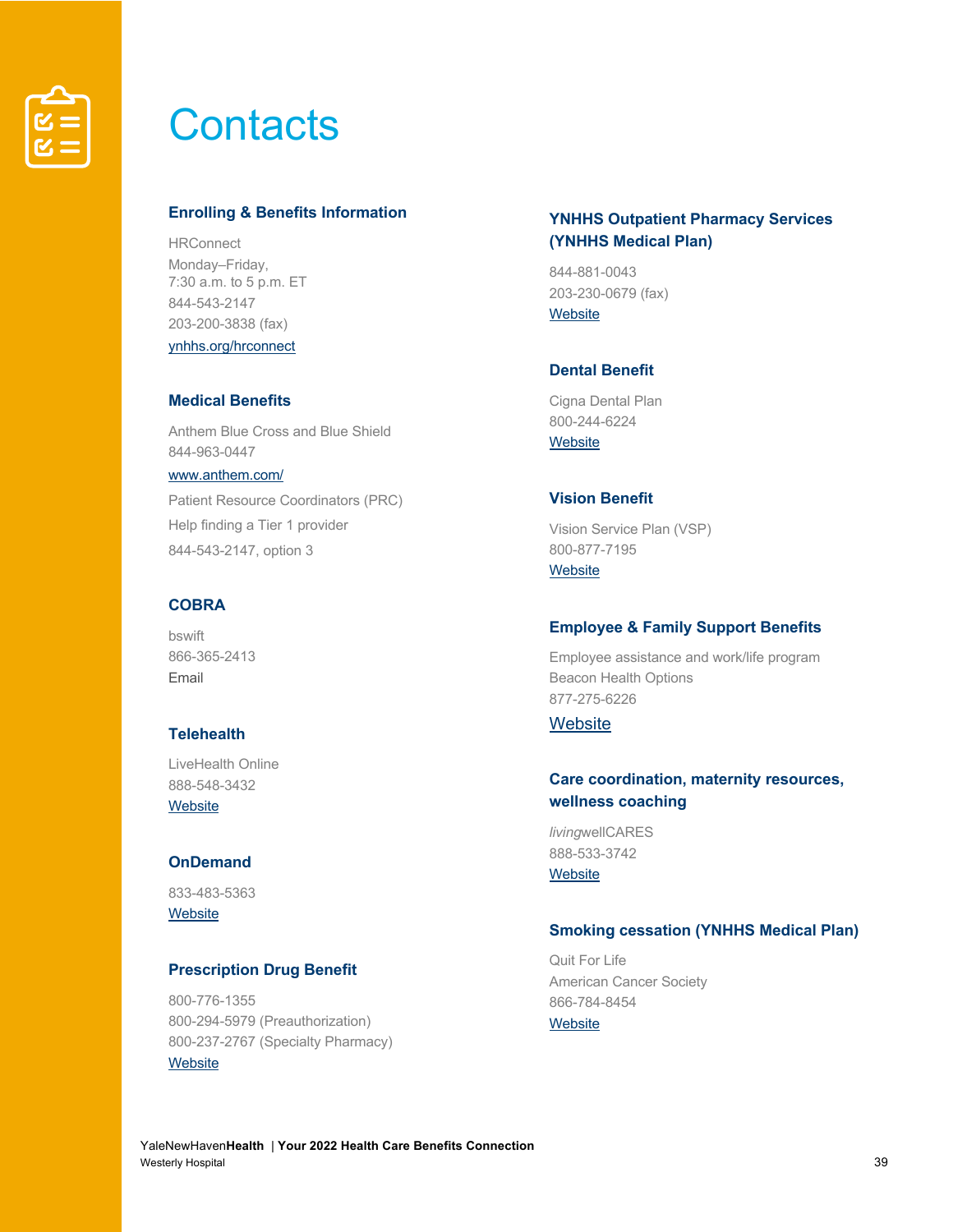# Contacts

### Enrolling & Benefits Information

HRConnect
Monday–Friday,
7:30 a.m. to 5 p.m. ET
844-543-2147
203-200-3838 (fax)
[ynhhs.org/hrconnect](ynhhs.org/hrconnect)

### Medical Benefits

Anthem Blue Cross and Blue Shield
844-963-0447
[www.anthem.com/](www.anthem.com/)

Patient Resource Coordinators (PRC)
Help finding a Tier 1 provider
844-543-2147, option 3

### COBRA

bswift
866-365-2413
Email

### Telehealth

LiveHealth Online
888-548-3432
Website

### OnDemand

833-483-5363
Website

### Prescription Drug Benefit

800-776-1355
800-294-5979 (Preauthorization)
800-237-2767 (Specialty Pharmacy)
Website

### YNHHS Outpatient Pharmacy Services (YNHHS Medical Plan)

844-881-0043
203-230-0679 (fax)
Website

### Dental Benefit

Cigna Dental Plan
800-244-6224
Website

### Vision Benefit

Vision Service Plan (VSP)
800-877-7195
Website

### Employee & Family Support Benefits

Employee assistance and work/life program
Beacon Health Options
877-275-6226
Website

### Care coordination, maternity resources, wellness coaching

*living*wellCARES
888-533-3742
Website

### Smoking cessation (YNHHS Medical Plan)

Quit For Life
American Cancer Society
866-784-8454
Website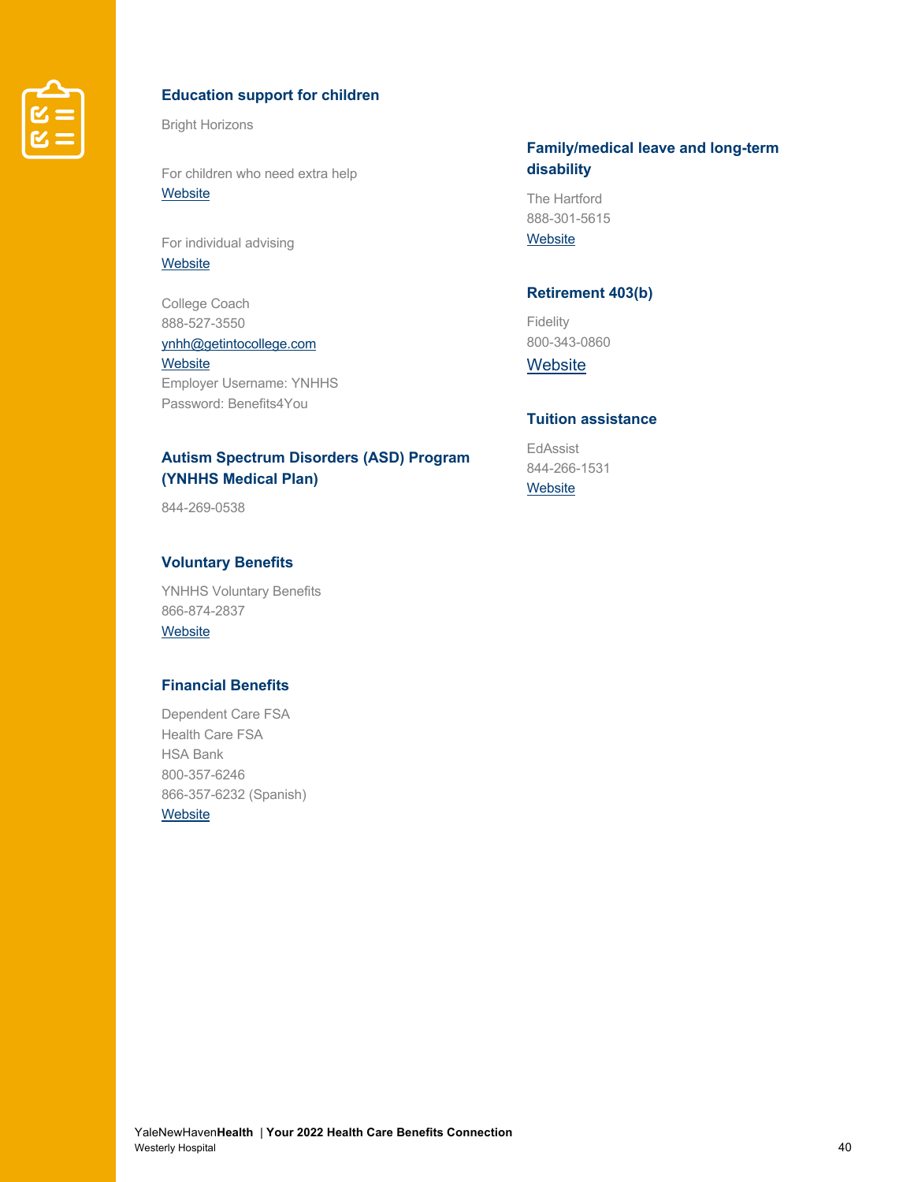### Education support for children

Bright Horizons

For children who need extra help
Website

For individual advising
Website

College Coach
888-527-3550
ynhh@getintocollege.com
Website
Employer Username: YNHHS
Password: Benefits4You

### Autism Spectrum Disorders (ASD) Program (YNHHS Medical Plan)

844-269-0538

### Voluntary Benefits

YNHHS Voluntary Benefits
866-874-2837
Website

### Financial Benefits

Dependent Care FSA
Health Care FSA
HSA Bank
800-357-6246
866-357-6232 (Spanish)
Website

### Family/medical leave and long-term disability

The Hartford
888-301-5615
Website

### Retirement 403(b)

Fidelity
800-343-0860
Website

### Tuition assistance

EdAssist
844-266-1531
Website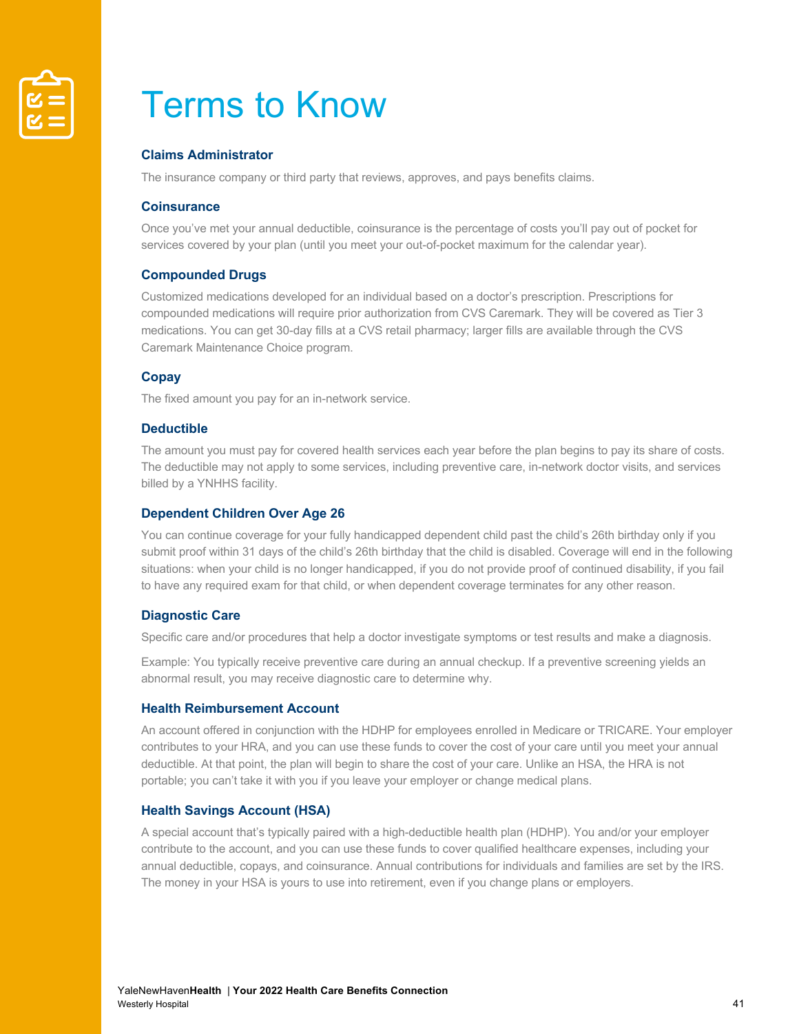# Terms to Know

### Claims Administrator

The insurance company or third party that reviews, approves, and pays benefits claims.

### Coinsurance

Once you've met your annual deductible, coinsurance is the percentage of costs you'll pay out of pocket for services covered by your plan (until you meet your out-of-pocket maximum for the calendar year).

### Compounded Drugs

Customized medications developed for an individual based on a doctor's prescription. Prescriptions for compounded medications will require prior authorization from CVS Caremark. They will be covered as Tier 3 medications. You can get 30-day fills at a CVS retail pharmacy; larger fills are available through the CVS Caremark Maintenance Choice program.

### Copay

The fixed amount you pay for an in-network service.

### Deductible

The amount you must pay for covered health services each year before the plan begins to pay its share of costs. The deductible may not apply to some services, including preventive care, in-network doctor visits, and services billed by a YNHHS facility.

### Dependent Children Over Age 26

You can continue coverage for your fully handicapped dependent child past the child's 26th birthday only if you submit proof within 31 days of the child's 26th birthday that the child is disabled. Coverage will end in the following situations: when your child is no longer handicapped, if you do not provide proof of continued disability, if you fail to have any required exam for that child, or when dependent coverage terminates for any other reason.

### Diagnostic Care

Specific care and/or procedures that help a doctor investigate symptoms or test results and make a diagnosis.

Example: You typically receive preventive care during an annual checkup. If a preventive screening yields an abnormal result, you may receive diagnostic care to determine why.

### Health Reimbursement Account

An account offered in conjunction with the HDHP for employees enrolled in Medicare or TRICARE. Your employer contributes to your HRA, and you can use these funds to cover the cost of your care until you meet your annual deductible. At that point, the plan will begin to share the cost of your care. Unlike an HSA, the HRA is not portable; you can't take it with you if you leave your employer or change medical plans.

### Health Savings Account (HSA)

A special account that's typically paired with a high-deductible health plan (HDHP). You and/or your employer contribute to the account, and you can use these funds to cover qualified healthcare expenses, including your annual deductible, copays, and coinsurance. Annual contributions for individuals and families are set by the IRS. The money in your HSA is yours to use into retirement, even if you change plans or employers.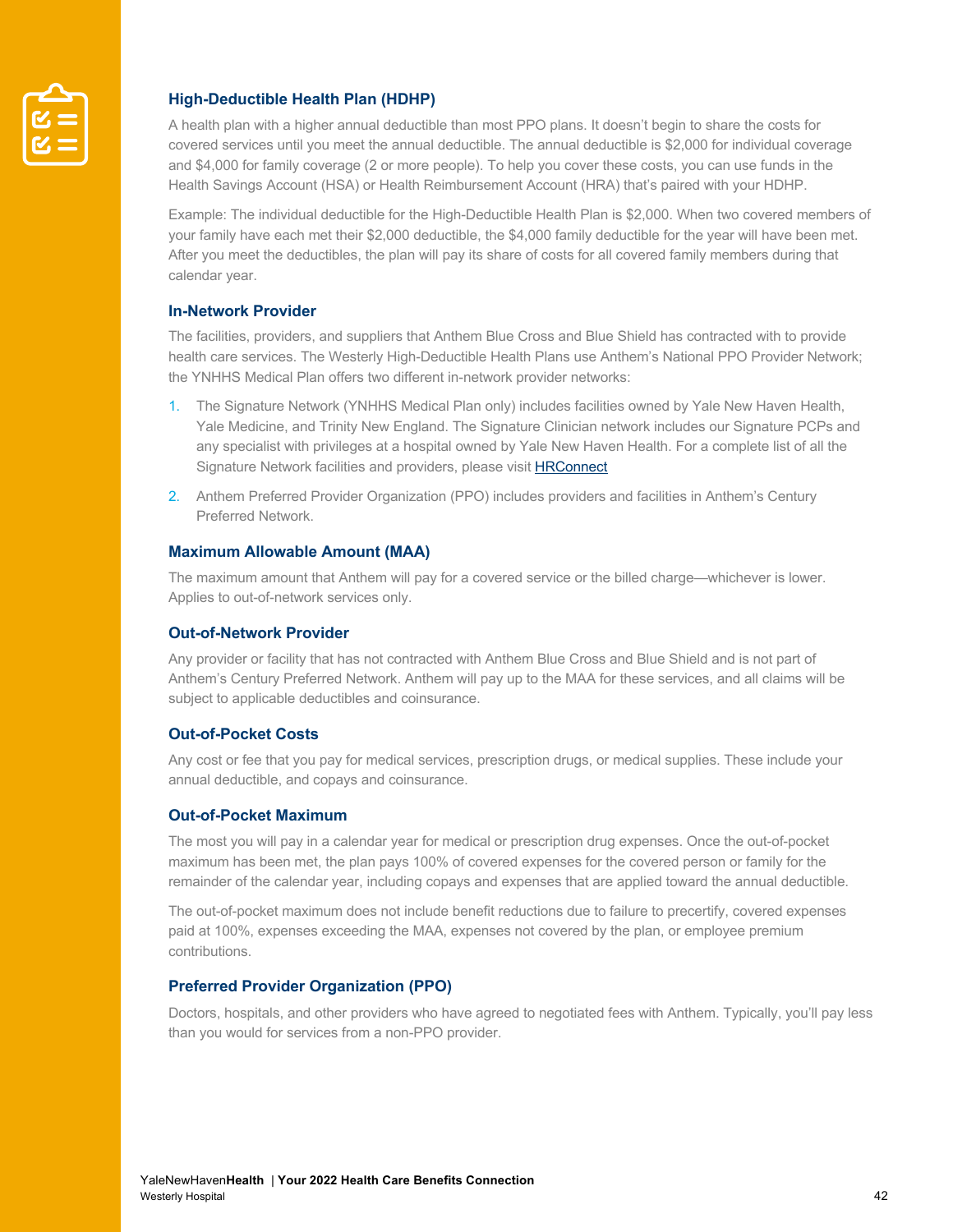### High-Deductible Health Plan (HDHP)

A health plan with a higher annual deductible than most PPO plans. It doesn't begin to share the costs for covered services until you meet the annual deductible. The annual deductible is $2,000 for individual coverage and $4,000 for family coverage (2 or more people). To help you cover these costs, you can use funds in the Health Savings Account (HSA) or Health Reimbursement Account (HRA) that's paired with your HDHP.

Example: The individual deductible for the High-Deductible Health Plan is $2,000. When two covered members of your family have each met their $2,000 deductible, the $4,000 family deductible for the year will have been met. After you meet the deductibles, the plan will pay its share of costs for all covered family members during that calendar year.

### In-Network Provider

The facilities, providers, and suppliers that Anthem Blue Cross and Blue Shield has contracted with to provide health care services. The Westerly High-Deductible Health Plans use Anthem's National PPO Provider Network; the YNHHS Medical Plan offers two different in-network provider networks:

1. The Signature Network (YNHHS Medical Plan only) includes facilities owned by Yale New Haven Health, Yale Medicine, and Trinity New England. The Signature Clinician network includes our Signature PCPs and any specialist with privileges at a hospital owned by Yale New Haven Health. For a complete list of all the Signature Network facilities and providers, please visit [HRConnect]
2. Anthem Preferred Provider Organization (PPO) includes providers and facilities in Anthem's Century Preferred Network.

### Maximum Allowable Amount (MAA)

The maximum amount that Anthem will pay for a covered service or the billed charge—whichever is lower. Applies to out-of-network services only.

### Out-of-Network Provider

Any provider or facility that has not contracted with Anthem Blue Cross and Blue Shield and is not part of Anthem's Century Preferred Network. Anthem will pay up to the MAA for these services, and all claims will be subject to applicable deductibles and coinsurance.

### Out-of-Pocket Costs

Any cost or fee that you pay for medical services, prescription drugs, or medical supplies. These include your annual deductible, and copays and coinsurance.

### Out-of-Pocket Maximum

The most you will pay in a calendar year for medical or prescription drug expenses. Once the out-of-pocket maximum has been met, the plan pays 100% of covered expenses for the covered person or family for the remainder of the calendar year, including copays and expenses that are applied toward the annual deductible.

The out-of-pocket maximum does not include benefit reductions due to failure to precertify, covered expenses paid at 100%, expenses exceeding the MAA, expenses not covered by the plan, or employee premium contributions.

### Preferred Provider Organization (PPO)

Doctors, hospitals, and other providers who have agreed to negotiated fees with Anthem. Typically, you'll pay less than you would for services from a non-PPO provider.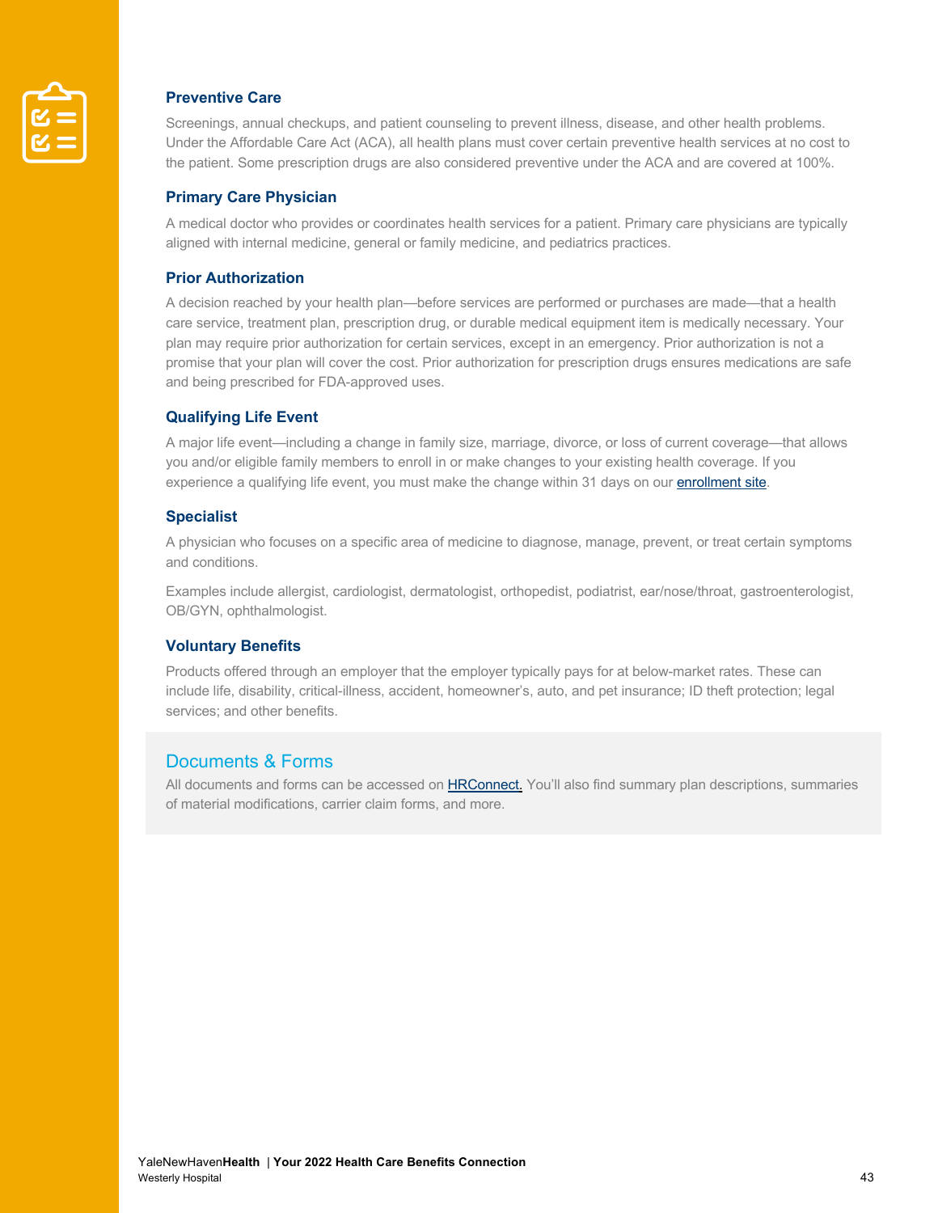### Preventive Care

Screenings, annual checkups, and patient counseling to prevent illness, disease, and other health problems. Under the Affordable Care Act (ACA), all health plans must cover certain preventive health services at no cost to the patient. Some prescription drugs are also considered preventive under the ACA and are covered at 100%.

### Primary Care Physician

A medical doctor who provides or coordinates health services for a patient. Primary care physicians are typically aligned with internal medicine, general or family medicine, and pediatrics practices.

### Prior Authorization

A decision reached by your health plan—before services are performed or purchases are made—that a health care service, treatment plan, prescription drug, or durable medical equipment item is medically necessary. Your plan may require prior authorization for certain services, except in an emergency. Prior authorization is not a promise that your plan will cover the cost. Prior authorization for prescription drugs ensures medications are safe and being prescribed for FDA-approved uses.

### Qualifying Life Event

A major life event—including a change in family size, marriage, divorce, or loss of current coverage—that allows you and/or eligible family members to enroll in or make changes to your existing health coverage. If you experience a qualifying life event, you must make the change within 31 days on our enrollment site.

### Specialist

A physician who focuses on a specific area of medicine to diagnose, manage, prevent, or treat certain symptoms and conditions.

Examples include allergist, cardiologist, dermatologist, orthopedist, podiatrist, ear/nose/throat, gastroenterologist, OB/GYN, ophthalmologist.

### Voluntary Benefits

Products offered through an employer that the employer typically pays for at below-market rates. These can include life, disability, critical-illness, accident, homeowner's, auto, and pet insurance; ID theft protection; legal services; and other benefits.

## Documents & Forms

All documents and forms can be accessed on HRConnect. You'll also find summary plan descriptions, summaries of material modifications, carrier claim forms, and more.